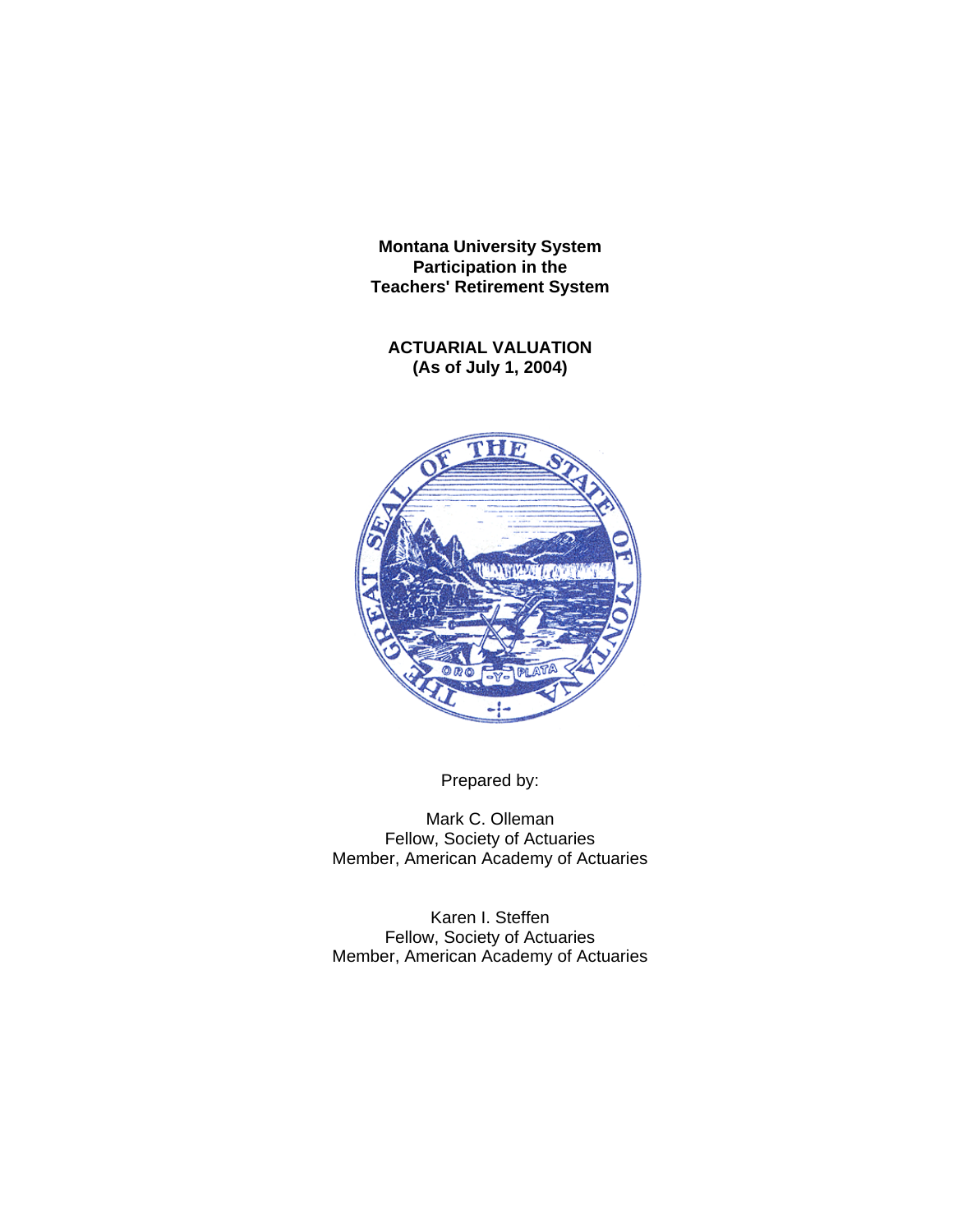**Montana University System**
**Participation in the**
**Teachers' Retirement System**

**ACTUARIAL VALUATION**
**(As of July 1, 2004)**

Prepared by:

Mark C. Olleman
Fellow, Society of Actuaries
Member, American Academy of Actuaries

Karen I. Steffen
Fellow, Society of Actuaries
Member, American Academy of Actuaries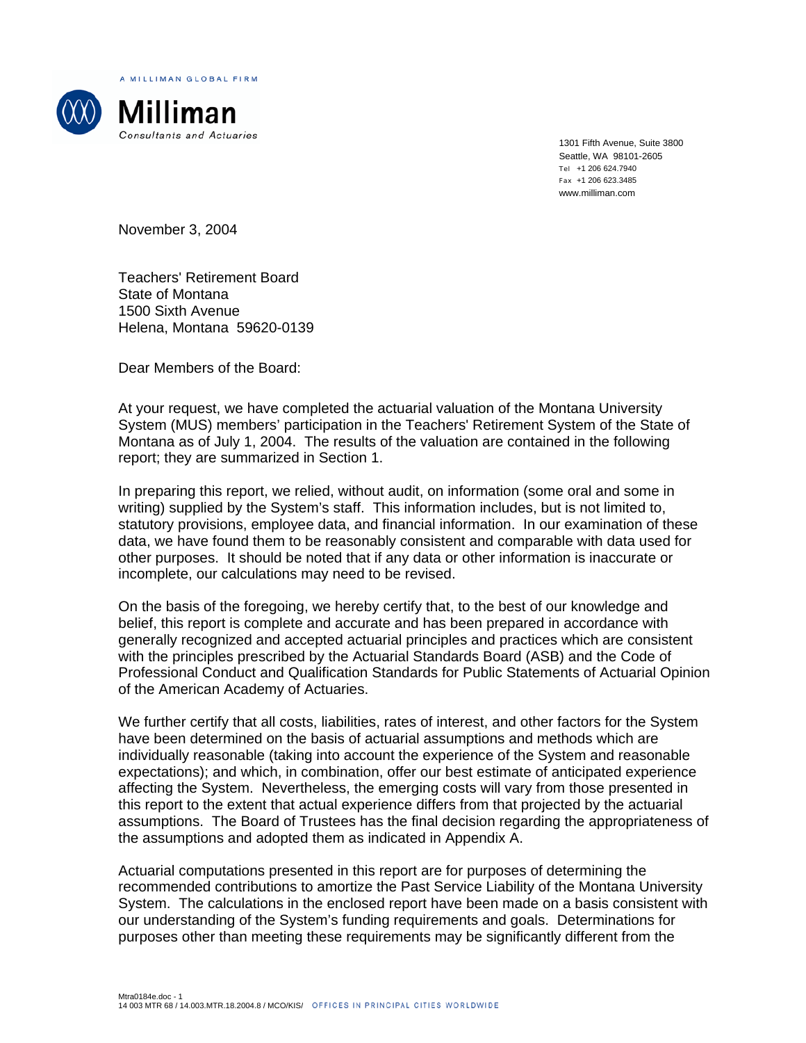A MILLIMAN GLOBAL FIRM

**Milliman**

*Consultants and Actuaries*

1301 Fifth Avenue, Suite 3800
Seattle, WA 98101-2605
Tel +1 206 624.7940
Fax +1 206 623.3485
www.milliman.com

November 3, 2004

Teachers' Retirement Board
State of Montana
1500 Sixth Avenue
Helena, Montana 59620-0139

Dear Members of the Board:

At your request, we have completed the actuarial valuation of the Montana University System (MUS) members' participation in the Teachers' Retirement System of the State of Montana as of July 1, 2004. The results of the valuation are contained in the following report; they are summarized in Section 1.

In preparing this report, we relied, without audit, on information (some oral and some in writing) supplied by the System's staff. This information includes, but is not limited to, statutory provisions, employee data, and financial information. In our examination of these data, we have found them to be reasonably consistent and comparable with data used for other purposes. It should be noted that if any data or other information is inaccurate or incomplete, our calculations may need to be revised.

On the basis of the foregoing, we hereby certify that, to the best of our knowledge and belief, this report is complete and accurate and has been prepared in accordance with generally recognized and accepted actuarial principles and practices which are consistent with the principles prescribed by the Actuarial Standards Board (ASB) and the Code of Professional Conduct and Qualification Standards for Public Statements of Actuarial Opinion of the American Academy of Actuaries.

We further certify that all costs, liabilities, rates of interest, and other factors for the System have been determined on the basis of actuarial assumptions and methods which are individually reasonable (taking into account the experience of the System and reasonable expectations); and which, in combination, offer our best estimate of anticipated experience affecting the System. Nevertheless, the emerging costs will vary from those presented in this report to the extent that actual experience differs from that projected by the actuarial assumptions. The Board of Trustees has the final decision regarding the appropriateness of the assumptions and adopted them as indicated in Appendix A.

Actuarial computations presented in this report are for purposes of determining the recommended contributions to amortize the Past Service Liability of the Montana University System. The calculations in the enclosed report have been made on a basis consistent with our understanding of the System's funding requirements and goals. Determinations for purposes other than meeting these requirements may be significantly different from the

Mtra0184e.doc - 1
14 003 MTR 68 / 14.003.MTR.18.2004.8 / MCO/KIS/ OFFICES IN PRINCIPAL CITIES WORLDWIDE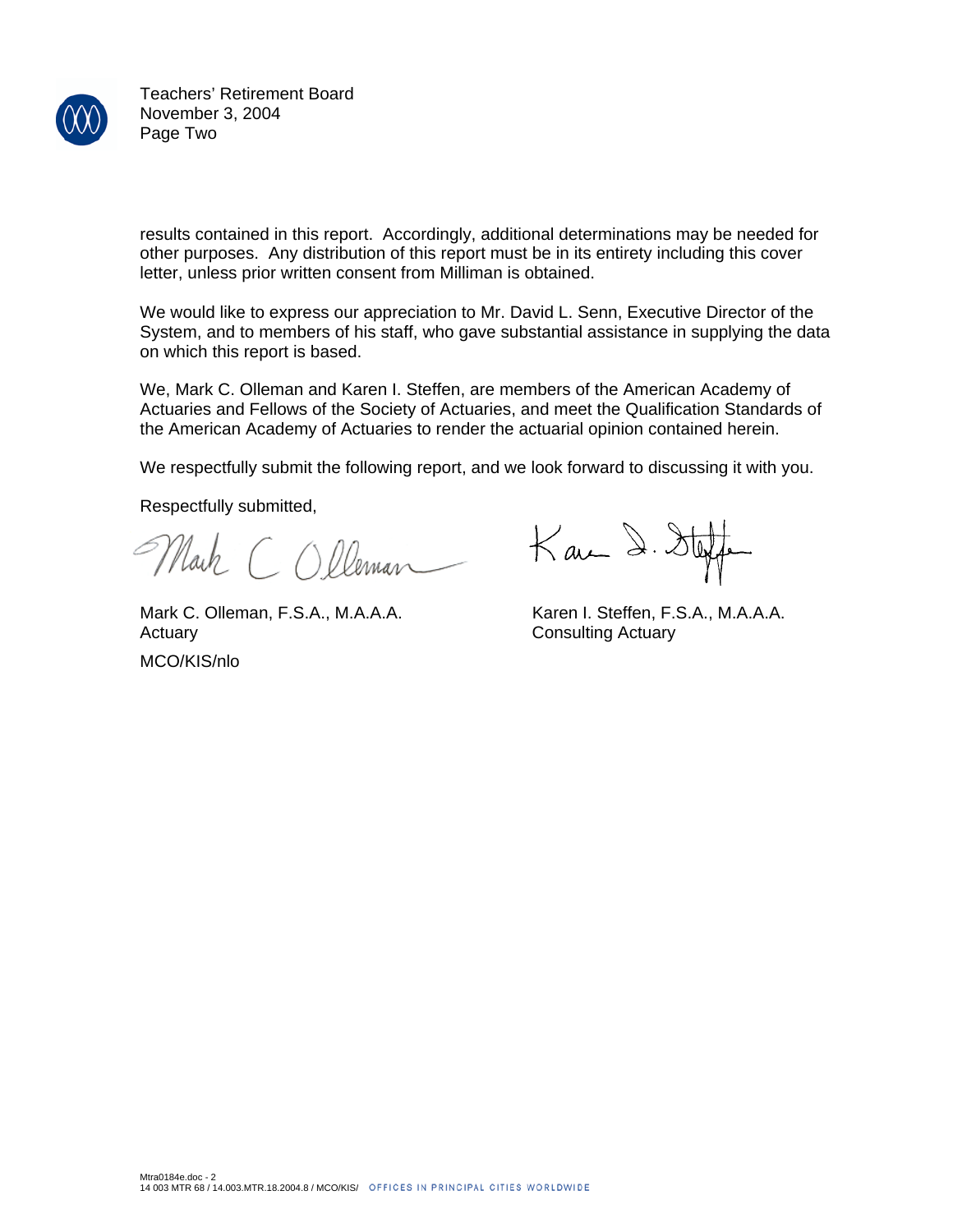results contained in this report. Accordingly, additional determinations may be needed for other purposes. Any distribution of this report must be in its entirety including this cover letter, unless prior written consent from Milliman is obtained.

We would like to express our appreciation to Mr. David L. Senn, Executive Director of the System, and to members of his staff, who gave substantial assistance in supplying the data on which this report is based.

We, Mark C. Olleman and Karen I. Steffen, are members of the American Academy of Actuaries and Fellows of the Society of Actuaries, and meet the Qualification Standards of the American Academy of Actuaries to render the actuarial opinion contained herein.

We respectfully submit the following report, and we look forward to discussing it with you.

Respectfully submitted,

Mark C. Olleman, F.S.A., M.A.A.A.
Actuary

Karen I. Steffen, F.S.A., M.A.A.A.
Consulting Actuary

MCO/KIS/nlo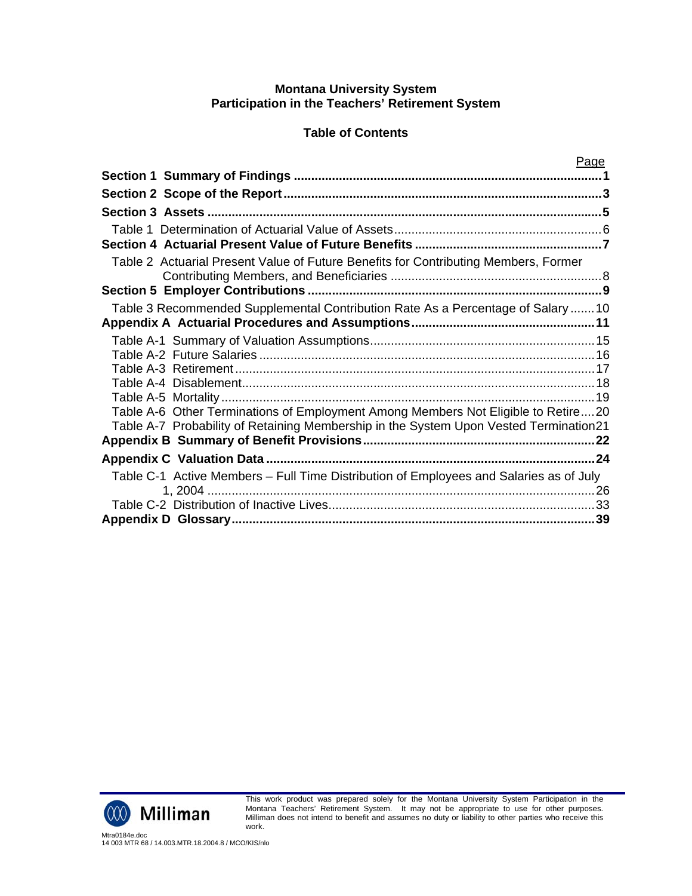**Montana University System**
**Participation in the Teachers' Retirement System**

## Table of Contents

| | Page |
|---|---|
| **Section 1 Summary of Findings** | **1** |
| **Section 2 Scope of the Report** | **3** |
| **Section 3 Assets** | **5** |
| Table 1 Determination of Actuarial Value of Assets | 6 |
| **Section 4 Actuarial Present Value of Future Benefits** | **7** |
| Table 2 Actuarial Present Value of Future Benefits for Contributing Members, Former Contributing Members, and Beneficiaries | 8 |
| **Section 5 Employer Contributions** | **9** |
| Table 3 Recommended Supplemental Contribution Rate As a Percentage of Salary | 10 |
| **Appendix A Actuarial Procedures and Assumptions** | **11** |
| Table A-1 Summary of Valuation Assumptions | 15 |
| Table A-2 Future Salaries | 16 |
| Table A-3 Retirement | 17 |
| Table A-4 Disablement | 18 |
| Table A-5 Mortality | 19 |
| Table A-6 Other Terminations of Employment Among Members Not Eligible to Retire | 20 |
| Table A-7 Probability of Retaining Membership in the System Upon Vested Termination | 21 |
| **Appendix B Summary of Benefit Provisions** | **22** |
| **Appendix C Valuation Data** | **24** |
| Table C-1 Active Members – Full Time Distribution of Employees and Salaries as of July 1, 2004 | 26 |
| Table C-2 Distribution of Inactive Lives | 33 |
| **Appendix D Glossary** | **39** |

This work product was prepared solely for the Montana University System Participation in the Montana Teachers' Retirement System. It may not be appropriate to use for other purposes. Milliman does not intend to benefit and assumes no duty or liability to other parties who receive this work.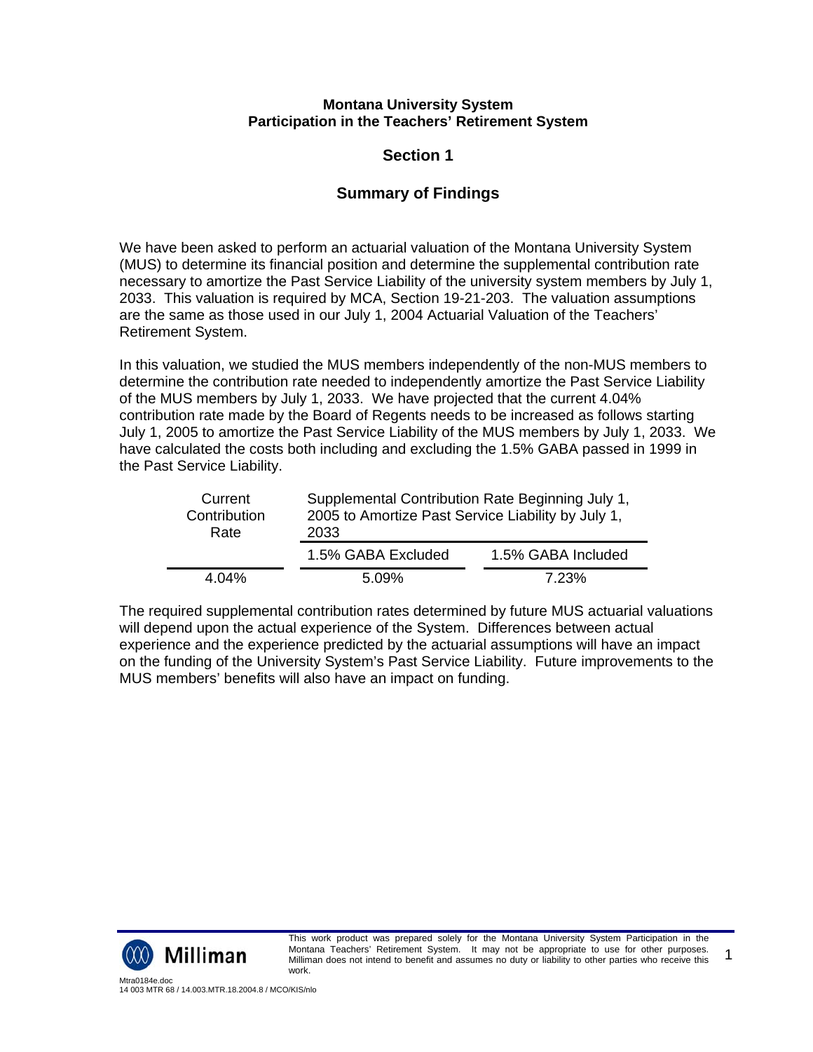**Montana University System**
**Participation in the Teachers' Retirement System**

## Section 1

## Summary of Findings

We have been asked to perform an actuarial valuation of the Montana University System (MUS) to determine its financial position and determine the supplemental contribution rate necessary to amortize the Past Service Liability of the university system members by July 1, 2033. This valuation is required by MCA, Section 19-21-203. The valuation assumptions are the same as those used in our July 1, 2004 Actuarial Valuation of the Teachers' Retirement System.

In this valuation, we studied the MUS members independently of the non-MUS members to determine the contribution rate needed to independently amortize the Past Service Liability of the MUS members by July 1, 2033. We have projected that the current 4.04% contribution rate made by the Board of Regents needs to be increased as follows starting July 1, 2005 to amortize the Past Service Liability of the MUS members by July 1, 2033. We have calculated the costs both including and excluding the 1.5% GABA passed in 1999 in the Past Service Liability.

| Current Contribution Rate | Supplemental Contribution Rate Beginning July 1, 2005 to Amortize Past Service Liability by July 1, 2033 | |
|---|---|---|
| | 1.5% GABA Excluded | 1.5% GABA Included |
| 4.04% | 5.09% | 7.23% |

The required supplemental contribution rates determined by future MUS actuarial valuations will depend upon the actual experience of the System. Differences between actual experience and the experience predicted by the actuarial assumptions will have an impact on the funding of the University System's Past Service Liability. Future improvements to the MUS members' benefits will also have an impact on funding.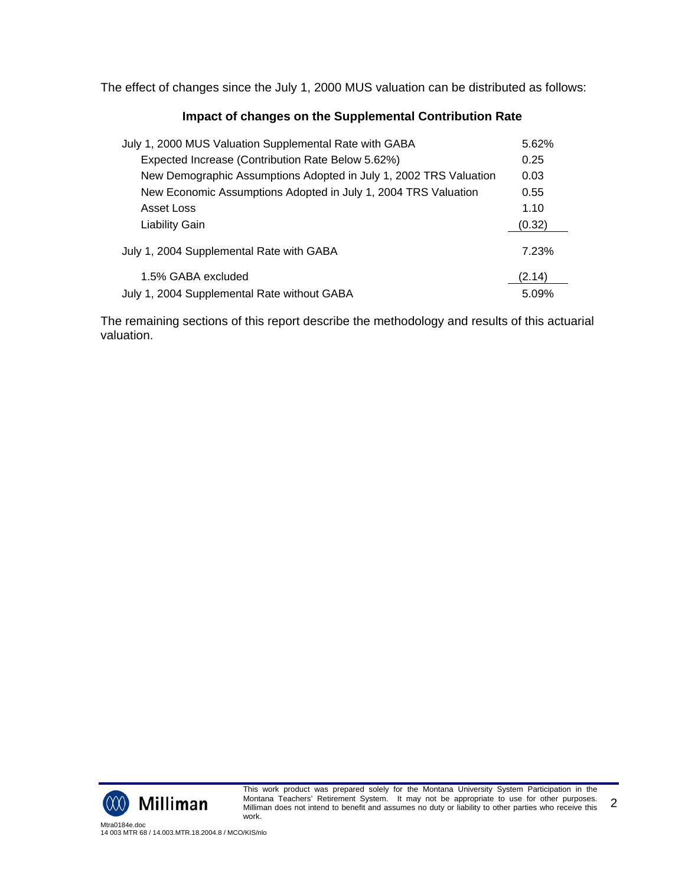The effect of changes since the July 1, 2000 MUS valuation can be distributed as follows:

**Impact of changes on the Supplemental Contribution Rate**

| | |
|---|---|
| July 1, 2000 MUS Valuation Supplemental Rate with GABA | 5.62% |
| Expected Increase (Contribution Rate Below 5.62%) | 0.25 |
| New Demographic Assumptions Adopted in July 1, 2002 TRS Valuation | 0.03 |
| New Economic Assumptions Adopted in July 1, 2004 TRS Valuation | 0.55 |
| Asset Loss | 1.10 |
| Liability Gain | (0.32) |
| July 1, 2004 Supplemental Rate with GABA | 7.23% |
| 1.5% GABA excluded | (2.14) |
| July 1, 2004 Supplemental Rate without GABA | 5.09% |

The remaining sections of this report describe the methodology and results of this actuarial valuation.

This work product was prepared solely for the Montana University System Participation in the Montana Teachers' Retirement System. It may not be appropriate to use for other purposes. Milliman does not intend to benefit and assumes no duty or liability to other parties who receive this work.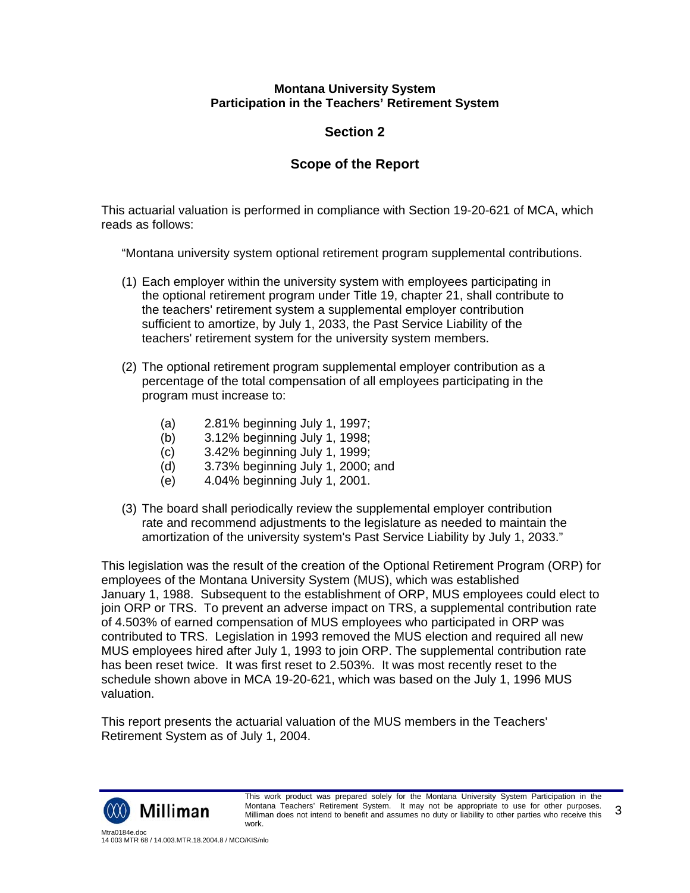**Montana University System**
**Participation in the Teachers' Retirement System**

## Section 2

## Scope of the Report

This actuarial valuation is performed in compliance with Section 19-20-621 of MCA, which reads as follows:

> "Montana university system optional retirement program supplemental contributions.
>
> (1) Each employer within the university system with employees participating in the optional retirement program under Title 19, chapter 21, shall contribute to the teachers' retirement system a supplemental employer contribution sufficient to amortize, by July 1, 2033, the Past Service Liability of the teachers' retirement system for the university system members.
>
> (2) The optional retirement program supplemental employer contribution as a percentage of the total compensation of all employees participating in the program must increase to:
>
> (a) 2.81% beginning July 1, 1997;
> (b) 3.12% beginning July 1, 1998;
> (c) 3.42% beginning July 1, 1999;
> (d) 3.73% beginning July 1, 2000; and
> (e) 4.04% beginning July 1, 2001.
>
> (3) The board shall periodically review the supplemental employer contribution rate and recommend adjustments to the legislature as needed to maintain the amortization of the university system's Past Service Liability by July 1, 2033."

This legislation was the result of the creation of the Optional Retirement Program (ORP) for employees of the Montana University System (MUS), which was established January 1, 1988. Subsequent to the establishment of ORP, MUS employees could elect to join ORP or TRS. To prevent an adverse impact on TRS, a supplemental contribution rate of 4.503% of earned compensation of MUS employees who participated in ORP was contributed to TRS. Legislation in 1993 removed the MUS election and required all new MUS employees hired after July 1, 1993 to join ORP. The supplemental contribution rate has been reset twice. It was first reset to 2.503%. It was most recently reset to the schedule shown above in MCA 19-20-621, which was based on the July 1, 1996 MUS valuation.

This report presents the actuarial valuation of the MUS members in the Teachers' Retirement System as of July 1, 2004.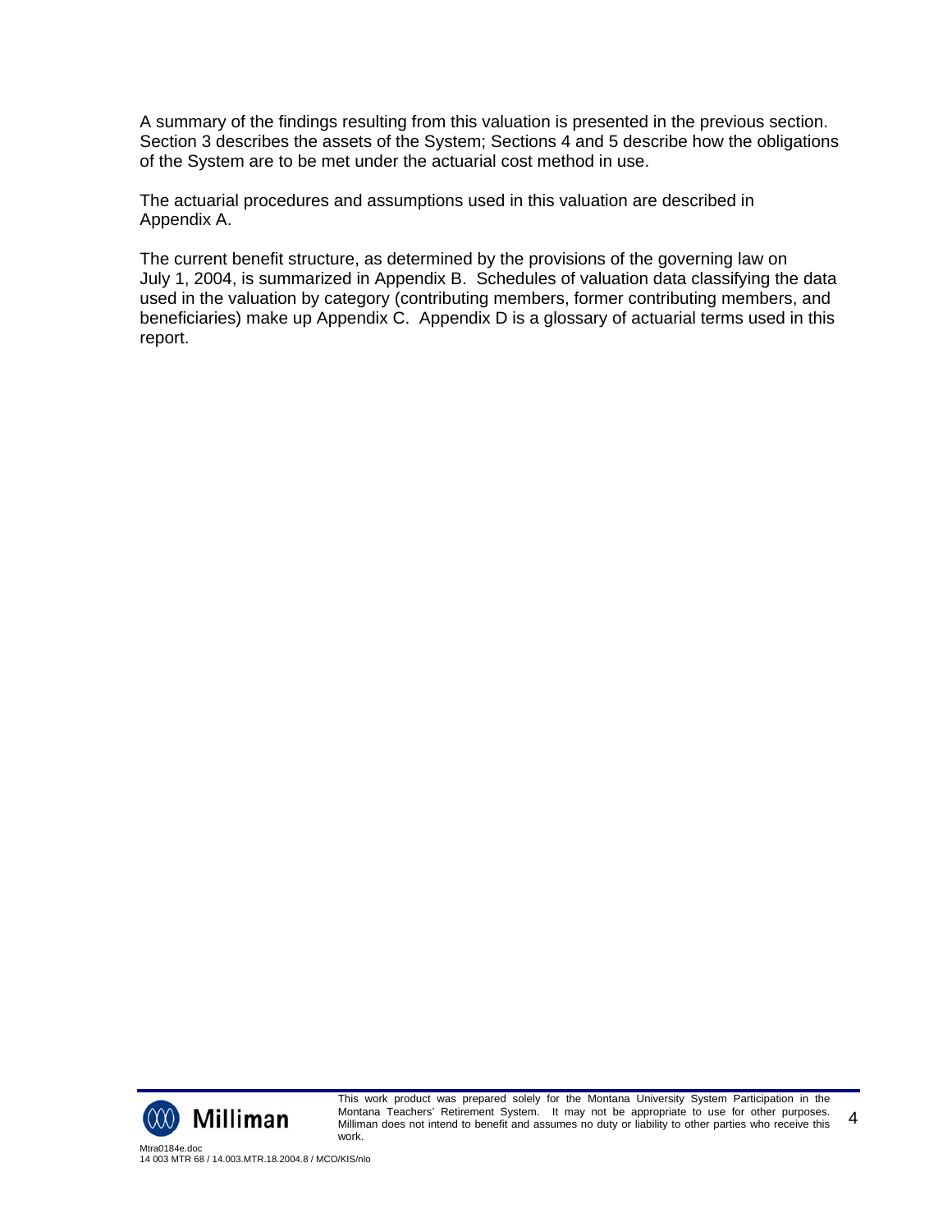A summary of the findings resulting from this valuation is presented in the previous section. Section 3 describes the assets of the System; Sections 4 and 5 describe how the obligations of the System are to be met under the actuarial cost method in use.

The actuarial procedures and assumptions used in this valuation are described in Appendix A.

The current benefit structure, as determined by the provisions of the governing law on July 1, 2004, is summarized in Appendix B. Schedules of valuation data classifying the data used in the valuation by category (contributing members, former contributing members, and beneficiaries) make up Appendix C. Appendix D is a glossary of actuarial terms used in this report.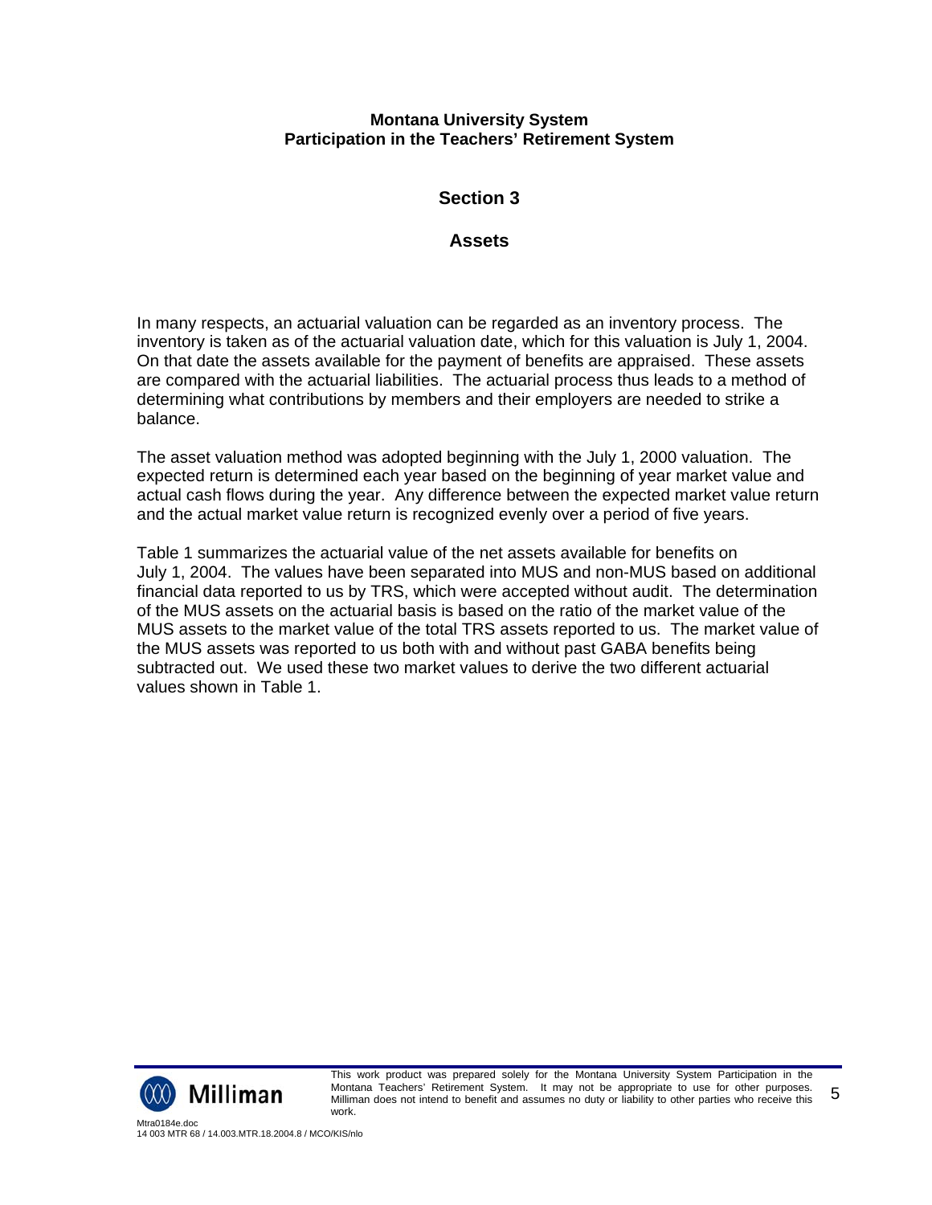## Section 3

## Assets

In many respects, an actuarial valuation can be regarded as an inventory process. The inventory is taken as of the actuarial valuation date, which for this valuation is July 1, 2004. On that date the assets available for the payment of benefits are appraised. These assets are compared with the actuarial liabilities. The actuarial process thus leads to a method of determining what contributions by members and their employers are needed to strike a balance.

The asset valuation method was adopted beginning with the July 1, 2000 valuation. The expected return is determined each year based on the beginning of year market value and actual cash flows during the year. Any difference between the expected market value return and the actual market value return is recognized evenly over a period of five years.

Table 1 summarizes the actuarial value of the net assets available for benefits on July 1, 2004. The values have been separated into MUS and non-MUS based on additional financial data reported to us by TRS, which were accepted without audit. The determination of the MUS assets on the actuarial basis is based on the ratio of the market value of the MUS assets to the market value of the total TRS assets reported to us. The market value of the MUS assets was reported to us both with and without past GABA benefits being subtracted out. We used these two market values to derive the two different actuarial values shown in Table 1.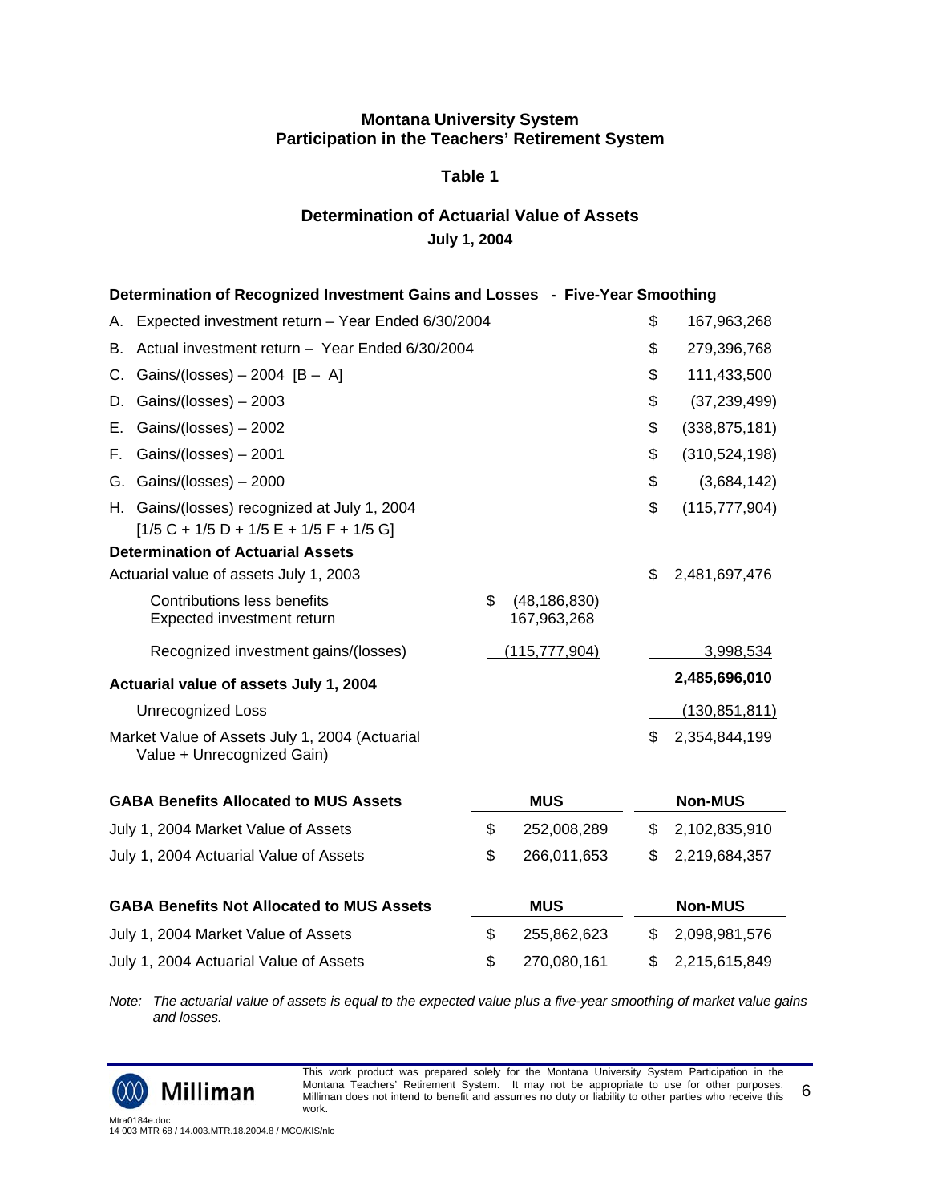## Montana University System
## Participation in the Teachers' Retirement System

### Table 1

### Determination of Actuarial Value of Assets
**July 1, 2004**

| **Determination of Recognized Investment Gains and Losses - Five-Year Smoothing** | | |
|---|---|---|
| A. Expected investment return – Year Ended 6/30/2004 | | $ 167,963,268 |
| B. Actual investment return – Year Ended 6/30/2004 | | $ 279,396,768 |
| C. Gains/(losses) – 2004 [B – A] | | $ 111,433,500 |
| D. Gains/(losses) – 2003 | | $ (37,239,499) |
| E. Gains/(losses) – 2002 | | $ (338,875,181) |
| F. Gains/(losses) – 2001 | | $ (310,524,198) |
| G. Gains/(losses) – 2000 | | $ (3,684,142) |
| H. Gains/(losses) recognized at July 1, 2004 [1/5 C + 1/5 D + 1/5 E + 1/5 F + 1/5 G] | | $ (115,777,904) |
| **Determination of Actuarial Assets** | | |
| Actuarial value of assets July 1, 2003 | | $ 2,481,697,476 |
| Contributions less benefits | $ (48,186,830) | |
| Expected investment return | 167,963,268 | |
| Recognized investment gains/(losses) | (115,777,904) | 3,998,534 |
| **Actuarial value of assets July 1, 2004** | | **2,485,696,010** |
| Unrecognized Loss | | (130,851,811) |
| Market Value of Assets July 1, 2004 (Actuarial Value + Unrecognized Gain) | | $ 2,354,844,199 |

| **GABA Benefits Allocated to MUS Assets** | **MUS** | **Non-MUS** |
|---|---|---|
| July 1, 2004 Market Value of Assets | $ 252,008,289 | $ 2,102,835,910 |
| July 1, 2004 Actuarial Value of Assets | $ 266,011,653 | $ 2,219,684,357 |

| **GABA Benefits Not Allocated to MUS Assets** | **MUS** | **Non-MUS** |
|---|---|---|
| July 1, 2004 Market Value of Assets | $ 255,862,623 | $ 2,098,981,576 |
| July 1, 2004 Actuarial Value of Assets | $ 270,080,161 | $ 2,215,615,849 |

*Note: The actuarial value of assets is equal to the expected value plus a five-year smoothing of market value gains and losses.*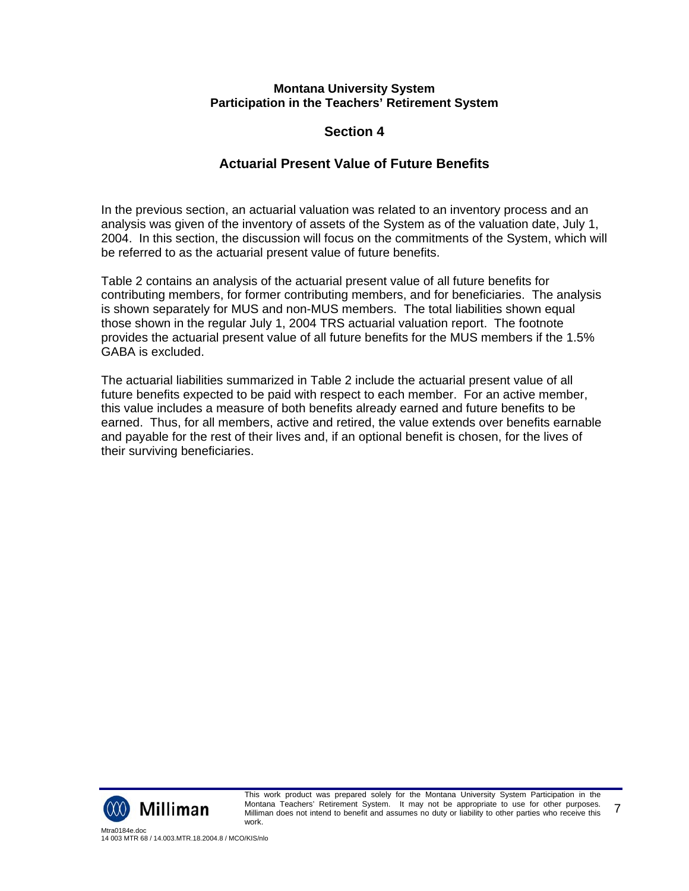**Montana University System**
**Participation in the Teachers' Retirement System**

## Section 4

## Actuarial Present Value of Future Benefits

In the previous section, an actuarial valuation was related to an inventory process and an analysis was given of the inventory of assets of the System as of the valuation date, July 1, 2004. In this section, the discussion will focus on the commitments of the System, which will be referred to as the actuarial present value of future benefits.

Table 2 contains an analysis of the actuarial present value of all future benefits for contributing members, for former contributing members, and for beneficiaries. The analysis is shown separately for MUS and non-MUS members. The total liabilities shown equal those shown in the regular July 1, 2004 TRS actuarial valuation report. The footnote provides the actuarial present value of all future benefits for the MUS members if the 1.5% GABA is excluded.

The actuarial liabilities summarized in Table 2 include the actuarial present value of all future benefits expected to be paid with respect to each member. For an active member, this value includes a measure of both benefits already earned and future benefits to be earned. Thus, for all members, active and retired, the value extends over benefits earnable and payable for the rest of their lives and, if an optional benefit is chosen, for the lives of their surviving beneficiaries.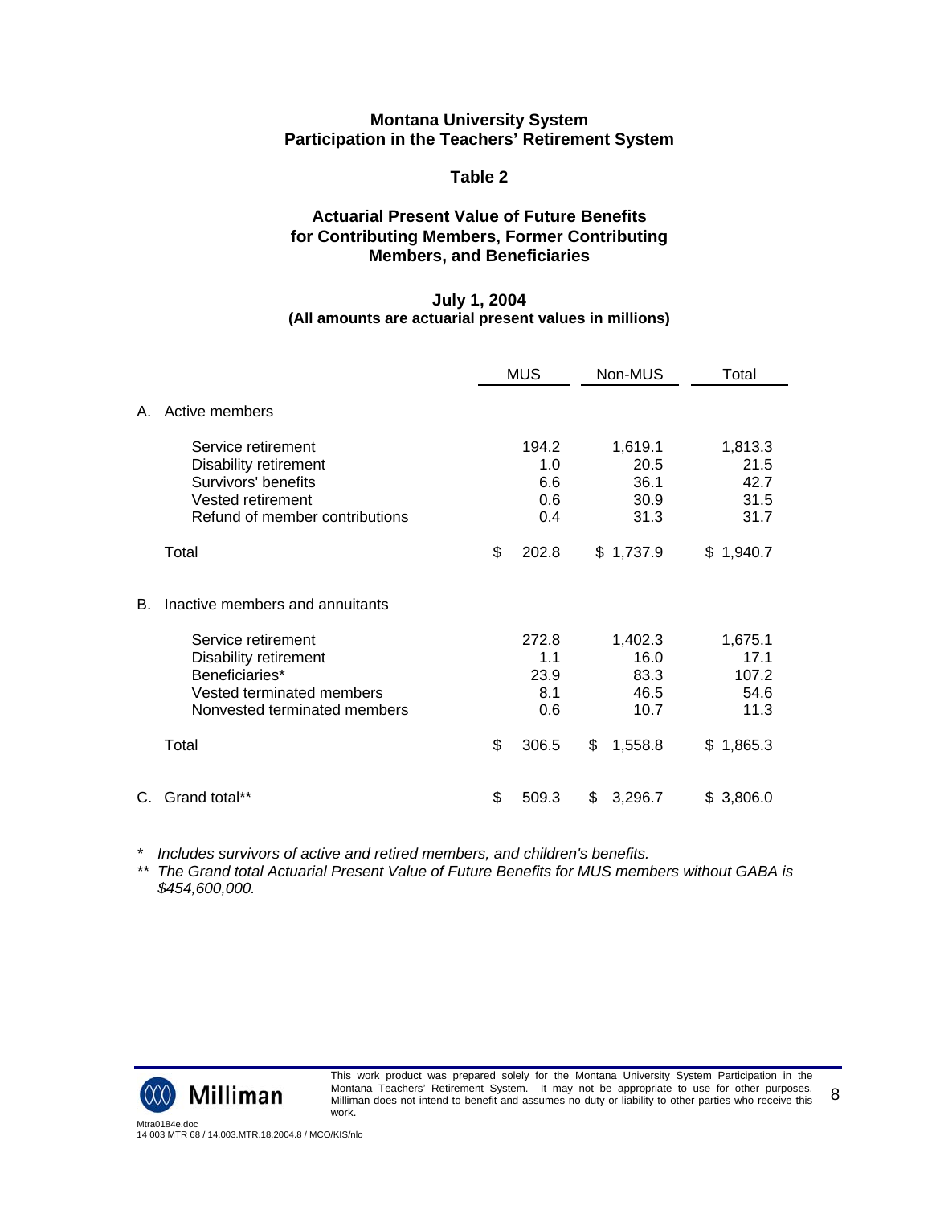**Montana University System**
**Participation in the Teachers' Retirement System**

**Table 2**

**Actuarial Present Value of Future Benefits for Contributing Members, Former Contributing Members, and Beneficiaries**

**July 1, 2004**
**(All amounts are actuarial present values in millions)**

| | MUS | Non-MUS | Total |
|---|---|---|---|
| A. Active members | | | |
| Service retirement | 194.2 | 1,619.1 | 1,813.3 |
| Disability retirement | 1.0 | 20.5 | 21.5 |
| Survivors' benefits | 6.6 | 36.1 | 42.7 |
| Vested retirement | 0.6 | 30.9 | 31.5 |
| Refund of member contributions | 0.4 | 31.3 | 31.7 |
| Total | $ 202.8 | $ 1,737.9 | $ 1,940.7 |
| B. Inactive members and annuitants | | | |
| Service retirement | 272.8 | 1,402.3 | 1,675.1 |
| Disability retirement | 1.1 | 16.0 | 17.1 |
| Beneficiaries* | 23.9 | 83.3 | 107.2 |
| Vested terminated members | 8.1 | 46.5 | 54.6 |
| Nonvested terminated members | 0.6 | 10.7 | 11.3 |
| Total | $ 306.5 | $ 1,558.8 | $ 1,865.3 |
| C. Grand total** | $ 509.3 | $ 3,296.7 | $ 3,806.0 |

\* *Includes survivors of active and retired members, and children's benefits.*

\*\* *The Grand total Actuarial Present Value of Future Benefits for MUS members without GABA is $454,600,000.*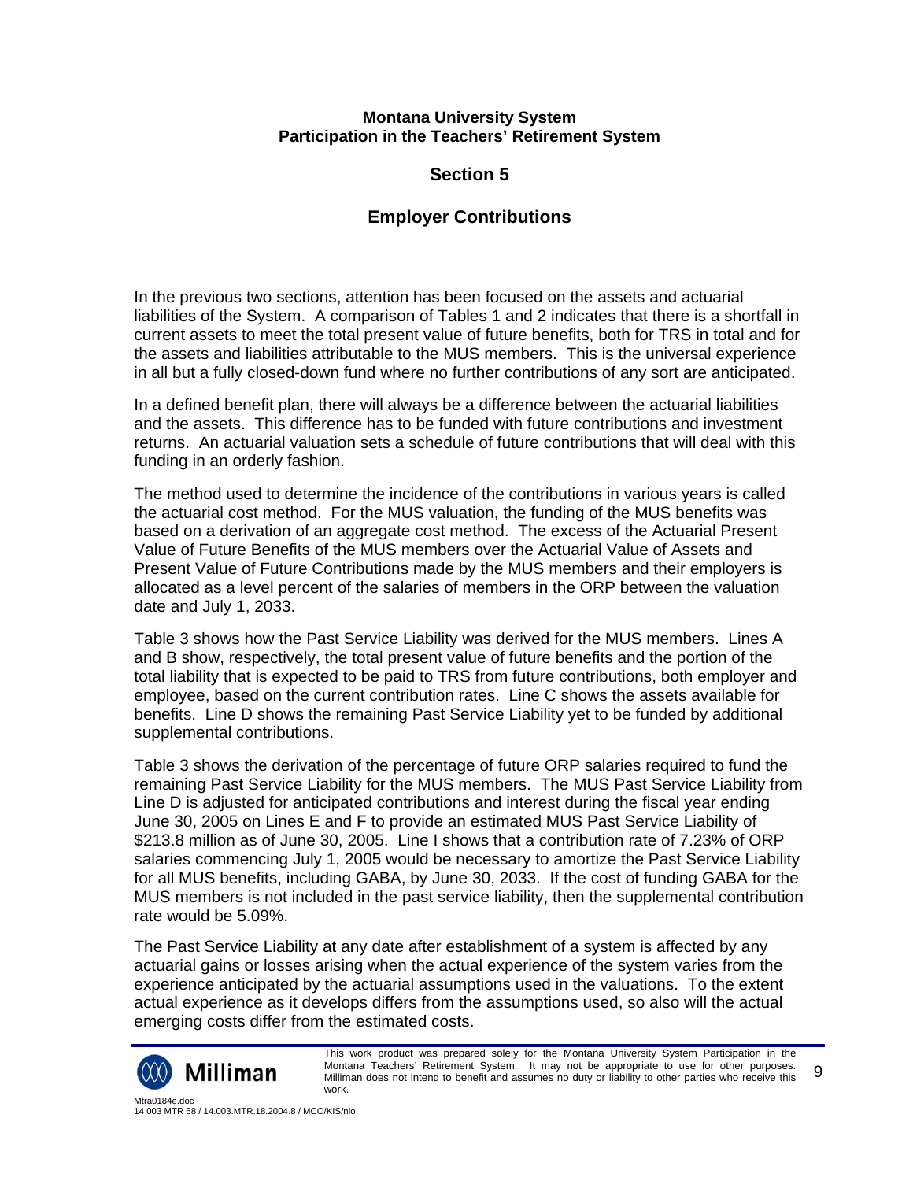**Montana University System**
**Participation in the Teachers' Retirement System**

## Section 5

## Employer Contributions

In the previous two sections, attention has been focused on the assets and actuarial liabilities of the System. A comparison of Tables 1 and 2 indicates that there is a shortfall in current assets to meet the total present value of future benefits, both for TRS in total and for the assets and liabilities attributable to the MUS members. This is the universal experience in all but a fully closed-down fund where no further contributions of any sort are anticipated.

In a defined benefit plan, there will always be a difference between the actuarial liabilities and the assets. This difference has to be funded with future contributions and investment returns. An actuarial valuation sets a schedule of future contributions that will deal with this funding in an orderly fashion.

The method used to determine the incidence of the contributions in various years is called the actuarial cost method. For the MUS valuation, the funding of the MUS benefits was based on a derivation of an aggregate cost method. The excess of the Actuarial Present Value of Future Benefits of the MUS members over the Actuarial Value of Assets and Present Value of Future Contributions made by the MUS members and their employers is allocated as a level percent of the salaries of members in the ORP between the valuation date and July 1, 2033.

Table 3 shows how the Past Service Liability was derived for the MUS members. Lines A and B show, respectively, the total present value of future benefits and the portion of the total liability that is expected to be paid to TRS from future contributions, both employer and employee, based on the current contribution rates. Line C shows the assets available for benefits. Line D shows the remaining Past Service Liability yet to be funded by additional supplemental contributions.

Table 3 shows the derivation of the percentage of future ORP salaries required to fund the remaining Past Service Liability for the MUS members. The MUS Past Service Liability from Line D is adjusted for anticipated contributions and interest during the fiscal year ending June 30, 2005 on Lines E and F to provide an estimated MUS Past Service Liability of \$213.8 million as of June 30, 2005. Line I shows that a contribution rate of 7.23% of ORP salaries commencing July 1, 2005 would be necessary to amortize the Past Service Liability for all MUS benefits, including GABA, by June 30, 2033. If the cost of funding GABA for the MUS members is not included in the past service liability, then the supplemental contribution rate would be 5.09%.

The Past Service Liability at any date after establishment of a system is affected by any actuarial gains or losses arising when the actual experience of the system varies from the experience anticipated by the actuarial assumptions used in the valuations. To the extent actual experience as it develops differs from the assumptions used, so also will the actual emerging costs differ from the estimated costs.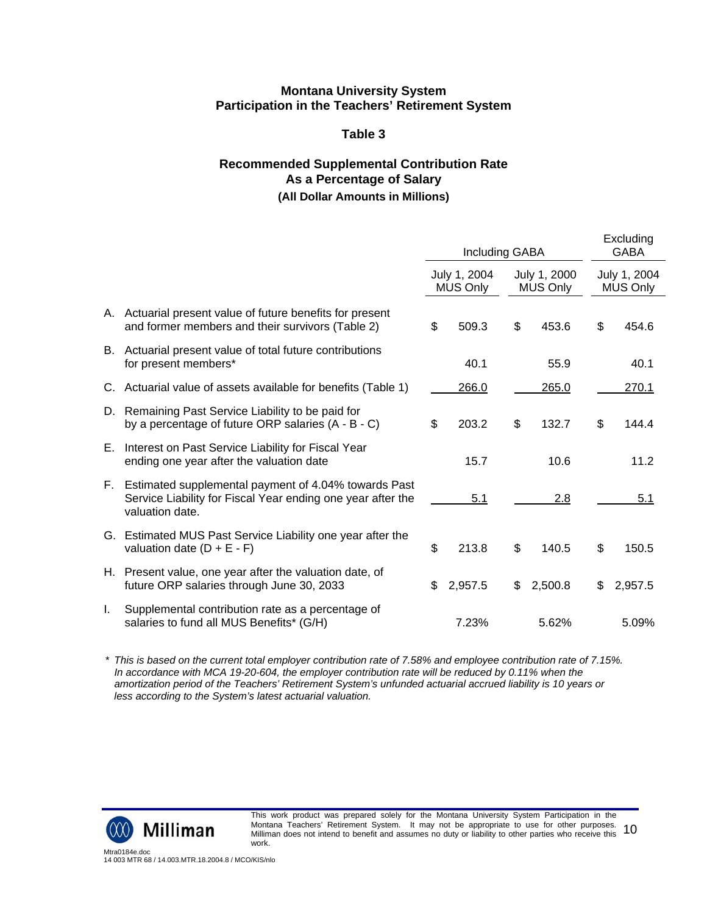**Montana University System**
**Participation in the Teachers' Retirement System**

**Table 3**

**Recommended Supplemental Contribution Rate**
**As a Percentage of Salary**
**(All Dollar Amounts in Millions)**

| | | Including GABA | | Excluding GABA |
|---|---|---|---|---|
| | | July 1, 2004 MUS Only | July 1, 2000 MUS Only | July 1, 2004 MUS Only |
| A. | Actuarial present value of future benefits for present and former members and their survivors (Table 2) | $ 509.3 | $ 453.6 | $ 454.6 |
| B. | Actuarial present value of total future contributions for present members* | 40.1 | 55.9 | 40.1 |
| C. | Actuarial value of assets available for benefits (Table 1) | 266.0 | 265.0 | 270.1 |
| D. | Remaining Past Service Liability to be paid for by a percentage of future ORP salaries (A - B - C) | $ 203.2 | $ 132.7 | $ 144.4 |
| E. | Interest on Past Service Liability for Fiscal Year ending one year after the valuation date | 15.7 | 10.6 | 11.2 |
| F. | Estimated supplemental payment of 4.04% towards Past Service Liability for Fiscal Year ending one year after the valuation date. | 5.1 | 2.8 | 5.1 |
| G. | Estimated MUS Past Service Liability one year after the valuation date (D + E - F) | $ 213.8 | $ 140.5 | $ 150.5 |
| H. | Present value, one year after the valuation date, of future ORP salaries through June 30, 2033 | $ 2,957.5 | $ 2,500.8 | $ 2,957.5 |
| I. | Supplemental contribution rate as a percentage of salaries to fund all MUS Benefits* (G/H) | 7.23% | 5.62% | 5.09% |

*\* This is based on the current total employer contribution rate of 7.58% and employee contribution rate of 7.15%. In accordance with MCA 19-20-604, the employer contribution rate will be reduced by 0.11% when the amortization period of the Teachers' Retirement System's unfunded actuarial accrued liability is 10 years or less according to the System's latest actuarial valuation.*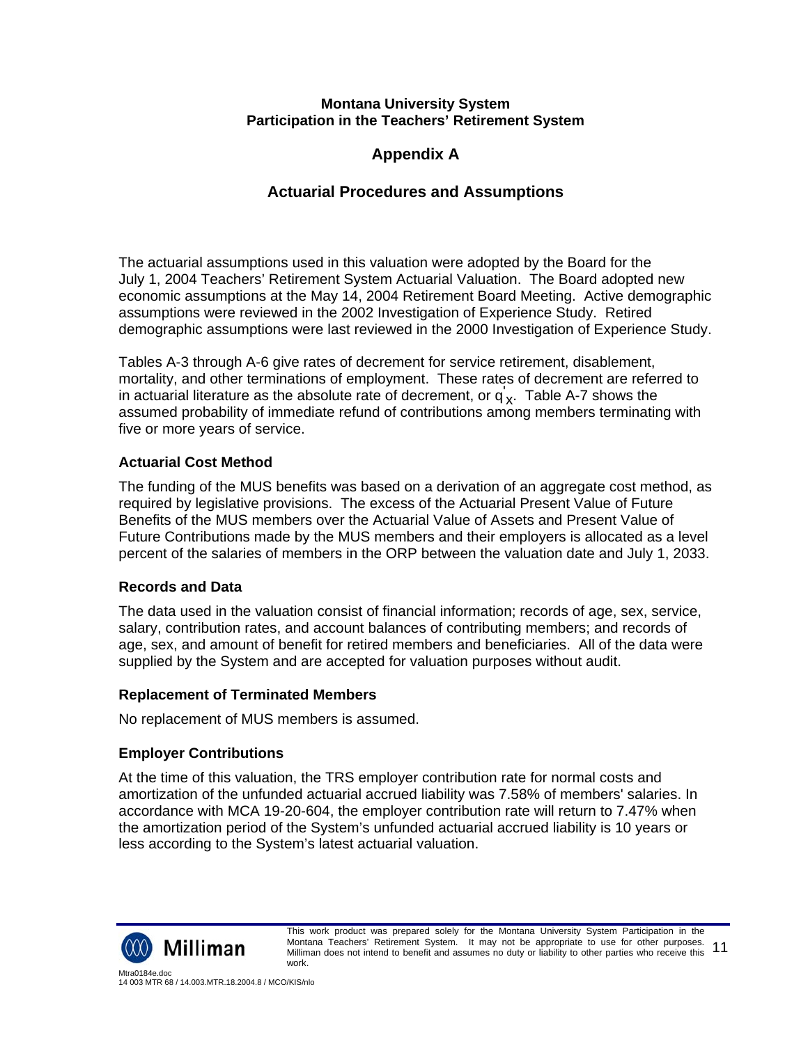**Montana University System**
**Participation in the Teachers' Retirement System**

# Appendix A

## Actuarial Procedures and Assumptions

The actuarial assumptions used in this valuation were adopted by the Board for the July 1, 2004 Teachers' Retirement System Actuarial Valuation. The Board adopted new economic assumptions at the May 14, 2004 Retirement Board Meeting. Active demographic assumptions were reviewed in the 2002 Investigation of Experience Study. Retired demographic assumptions were last reviewed in the 2000 Investigation of Experience Study.

Tables A-3 through A-6 give rates of decrement for service retirement, disablement, mortality, and other terminations of employment. These rates of decrement are referred to in actuarial literature as the absolute rate of decrement, or $q'_x$. Table A-7 shows the assumed probability of immediate refund of contributions among members terminating with five or more years of service.

### Actuarial Cost Method

The funding of the MUS benefits was based on a derivation of an aggregate cost method, as required by legislative provisions. The excess of the Actuarial Present Value of Future Benefits of the MUS members over the Actuarial Value of Assets and Present Value of Future Contributions made by the MUS members and their employers is allocated as a level percent of the salaries of members in the ORP between the valuation date and July 1, 2033.

### Records and Data

The data used in the valuation consist of financial information; records of age, sex, service, salary, contribution rates, and account balances of contributing members; and records of age, sex, and amount of benefit for retired members and beneficiaries. All of the data were supplied by the System and are accepted for valuation purposes without audit.

### Replacement of Terminated Members

No replacement of MUS members is assumed.

### Employer Contributions

At the time of this valuation, the TRS employer contribution rate for normal costs and amortization of the unfunded actuarial accrued liability was 7.58% of members' salaries. In accordance with MCA 19-20-604, the employer contribution rate will return to 7.47% when the amortization period of the System's unfunded actuarial accrued liability is 10 years or less according to the System's latest actuarial valuation.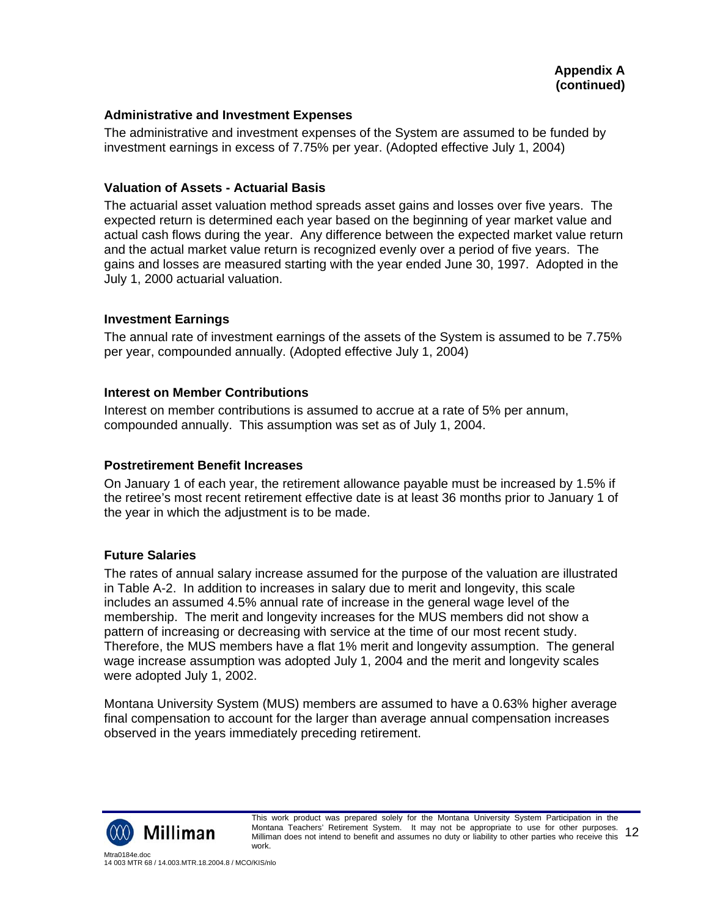**Appendix A (continued)**

### Administrative and Investment Expenses

The administrative and investment expenses of the System are assumed to be funded by investment earnings in excess of 7.75% per year. (Adopted effective July 1, 2004)

### Valuation of Assets - Actuarial Basis

The actuarial asset valuation method spreads asset gains and losses over five years. The expected return is determined each year based on the beginning of year market value and actual cash flows during the year. Any difference between the expected market value return and the actual market value return is recognized evenly over a period of five years. The gains and losses are measured starting with the year ended June 30, 1997. Adopted in the July 1, 2000 actuarial valuation.

### Investment Earnings

The annual rate of investment earnings of the assets of the System is assumed to be 7.75% per year, compounded annually. (Adopted effective July 1, 2004)

### Interest on Member Contributions

Interest on member contributions is assumed to accrue at a rate of 5% per annum, compounded annually. This assumption was set as of July 1, 2004.

### Postretirement Benefit Increases

On January 1 of each year, the retirement allowance payable must be increased by 1.5% if the retiree's most recent retirement effective date is at least 36 months prior to January 1 of the year in which the adjustment is to be made.

### Future Salaries

The rates of annual salary increase assumed for the purpose of the valuation are illustrated in Table A-2. In addition to increases in salary due to merit and longevity, this scale includes an assumed 4.5% annual rate of increase in the general wage level of the membership. The merit and longevity increases for the MUS members did not show a pattern of increasing or decreasing with service at the time of our most recent study. Therefore, the MUS members have a flat 1% merit and longevity assumption. The general wage increase assumption was adopted July 1, 2004 and the merit and longevity scales were adopted July 1, 2002.

Montana University System (MUS) members are assumed to have a 0.63% higher average final compensation to account for the larger than average annual compensation increases observed in the years immediately preceding retirement.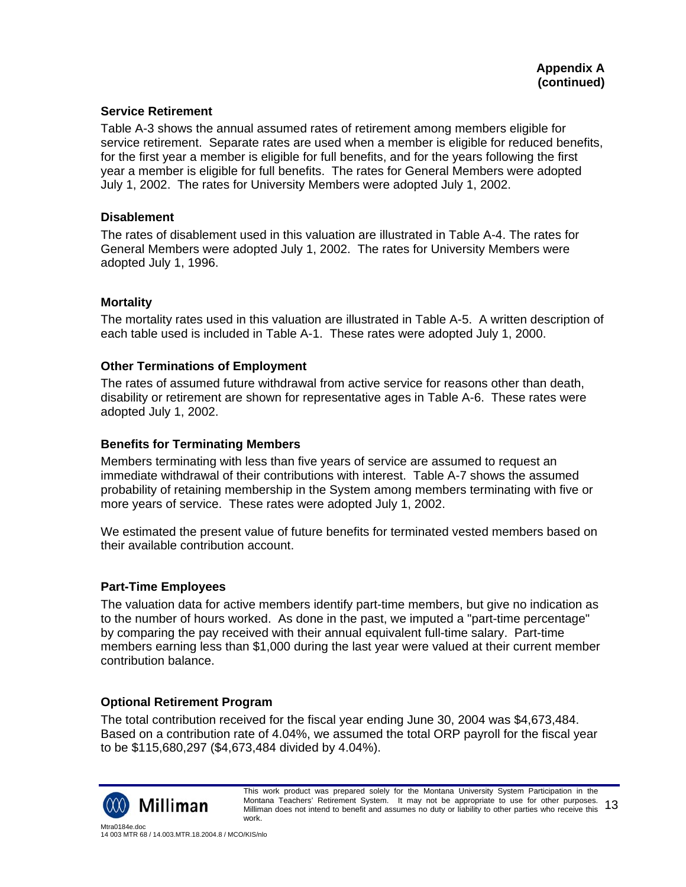**Appendix A**
**(continued)**

### Service Retirement

Table A-3 shows the annual assumed rates of retirement among members eligible for service retirement. Separate rates are used when a member is eligible for reduced benefits, for the first year a member is eligible for full benefits, and for the years following the first year a member is eligible for full benefits. The rates for General Members were adopted July 1, 2002. The rates for University Members were adopted July 1, 2002.

### Disablement

The rates of disablement used in this valuation are illustrated in Table A-4. The rates for General Members were adopted July 1, 2002. The rates for University Members were adopted July 1, 1996.

### Mortality

The mortality rates used in this valuation are illustrated in Table A-5. A written description of each table used is included in Table A-1. These rates were adopted July 1, 2000.

### Other Terminations of Employment

The rates of assumed future withdrawal from active service for reasons other than death, disability or retirement are shown for representative ages in Table A-6. These rates were adopted July 1, 2002.

### Benefits for Terminating Members

Members terminating with less than five years of service are assumed to request an immediate withdrawal of their contributions with interest. Table A-7 shows the assumed probability of retaining membership in the System among members terminating with five or more years of service. These rates were adopted July 1, 2002.

We estimated the present value of future benefits for terminated vested members based on their available contribution account.

### Part-Time Employees

The valuation data for active members identify part-time members, but give no indication as to the number of hours worked. As done in the past, we imputed a "part-time percentage" by comparing the pay received with their annual equivalent full-time salary. Part-time members earning less than $1,000 during the last year were valued at their current member contribution balance.

### Optional Retirement Program

The total contribution received for the fiscal year ending June 30, 2004 was $4,673,484. Based on a contribution rate of 4.04%, we assumed the total ORP payroll for the fiscal year to be $115,680,297 ($4,673,484 divided by 4.04%).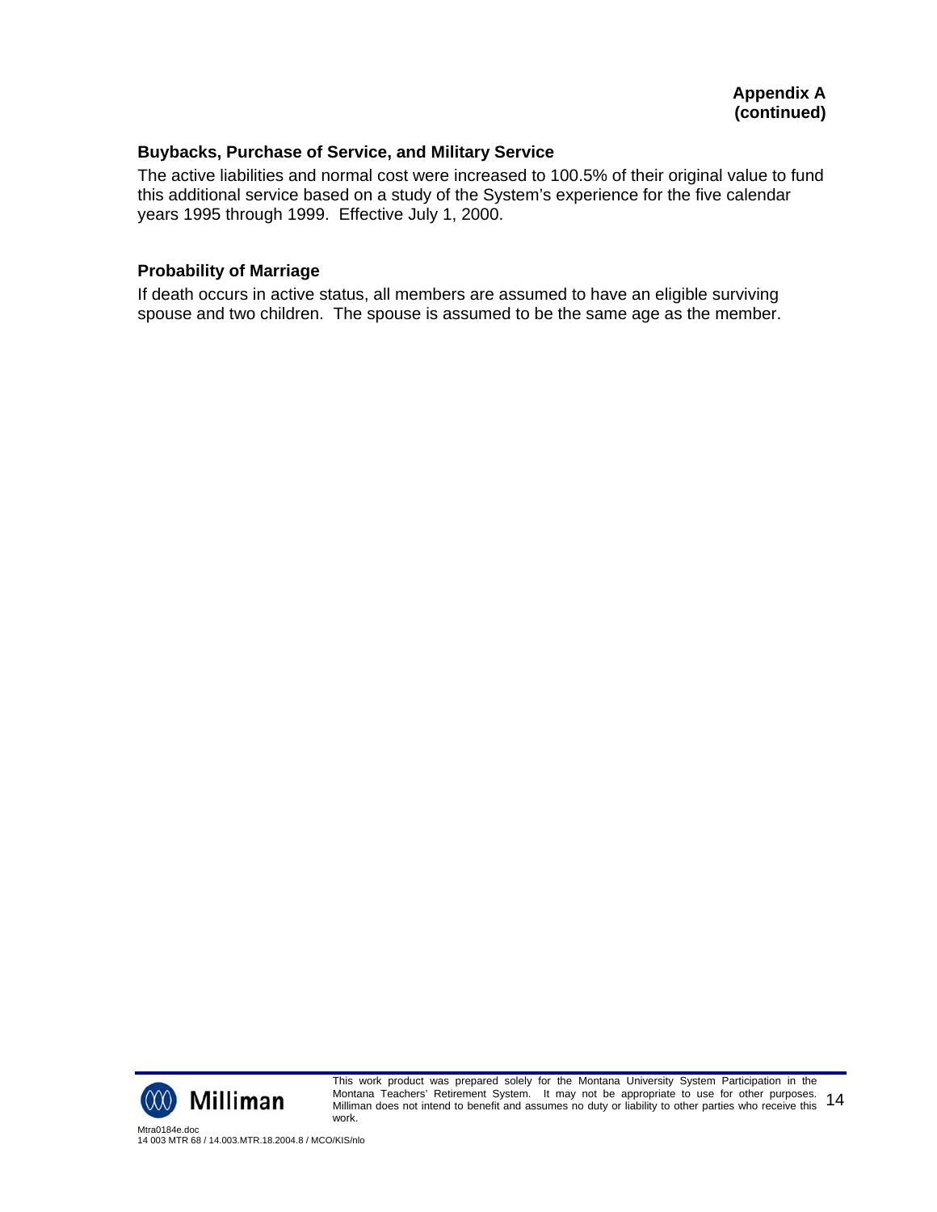**Appendix A**
**(continued)**

### Buybacks, Purchase of Service, and Military Service

The active liabilities and normal cost were increased to 100.5% of their original value to fund this additional service based on a study of the System's experience for the five calendar years 1995 through 1999. Effective July 1, 2000.

### Probability of Marriage

If death occurs in active status, all members are assumed to have an eligible surviving spouse and two children. The spouse is assumed to be the same age as the member.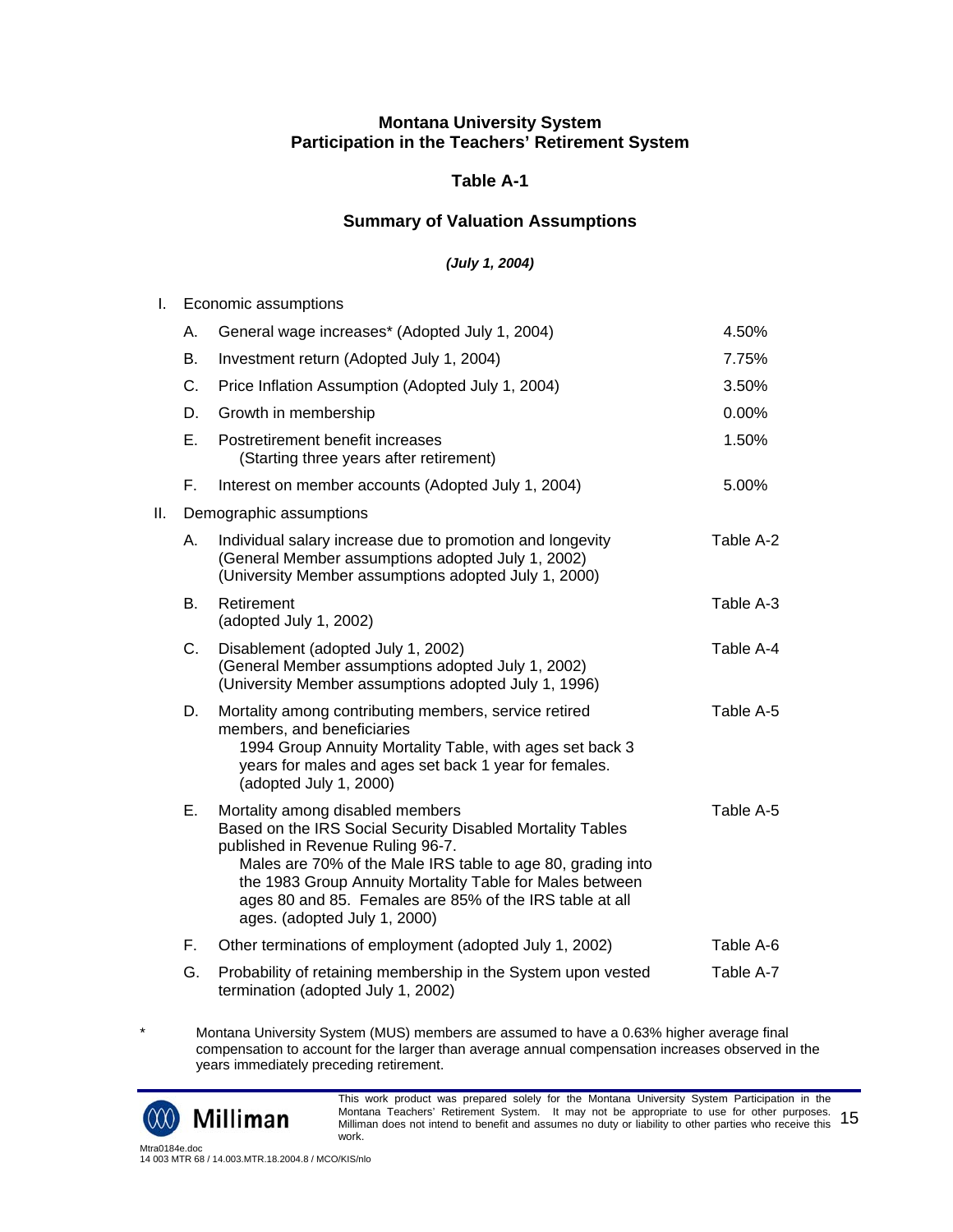# Montana University System
## Participation in the Teachers' Retirement System

### Table A-1

### Summary of Valuation Assumptions

***(July 1, 2004)***

| | | | |
|---|---|---|---|
| I. | Economic assumptions | | |
| | A. | General wage increases* (Adopted July 1, 2004) | 4.50% |
| | B. | Investment return (Adopted July 1, 2004) | 7.75% |
| | C. | Price Inflation Assumption (Adopted July 1, 2004) | 3.50% |
| | D. | Growth in membership | 0.00% |
| | E. | Postretirement benefit increases (Starting three years after retirement) | 1.50% |
| | F. | Interest on member accounts (Adopted July 1, 2004) | 5.00% |
| II. | Demographic assumptions | | |
| | A. | Individual salary increase due to promotion and longevity (General Member assumptions adopted July 1, 2002) (University Member assumptions adopted July 1, 2000) | Table A-2 |
| | B. | Retirement (adopted July 1, 2002) | Table A-3 |
| | C. | Disablement (adopted July 1, 2002) (General Member assumptions adopted July 1, 2002) (University Member assumptions adopted July 1, 1996) | Table A-4 |
| | D. | Mortality among contributing members, service retired members, and beneficiaries 1994 Group Annuity Mortality Table, with ages set back 3 years for males and ages set back 1 year for females. (adopted July 1, 2000) | Table A-5 |
| | E. | Mortality among disabled members Based on the IRS Social Security Disabled Mortality Tables published in Revenue Ruling 96-7. Males are 70% of the Male IRS table to age 80, grading into the 1983 Group Annuity Mortality Table for Males between ages 80 and 85. Females are 85% of the IRS table at all ages. (adopted July 1, 2000) | Table A-5 |
| | F. | Other terminations of employment (adopted July 1, 2002) | Table A-6 |
| | G. | Probability of retaining membership in the System upon vested termination (adopted July 1, 2002) | Table A-7 |

\* Montana University System (MUS) members are assumed to have a 0.63% higher average final compensation to account for the larger than average annual compensation increases observed in the years immediately preceding retirement.

This work product was prepared solely for the Montana University System Participation in the Montana Teachers' Retirement System. It may not be appropriate to use for other purposes. Milliman does not intend to benefit and assumes no duty or liability to other parties who receive this work.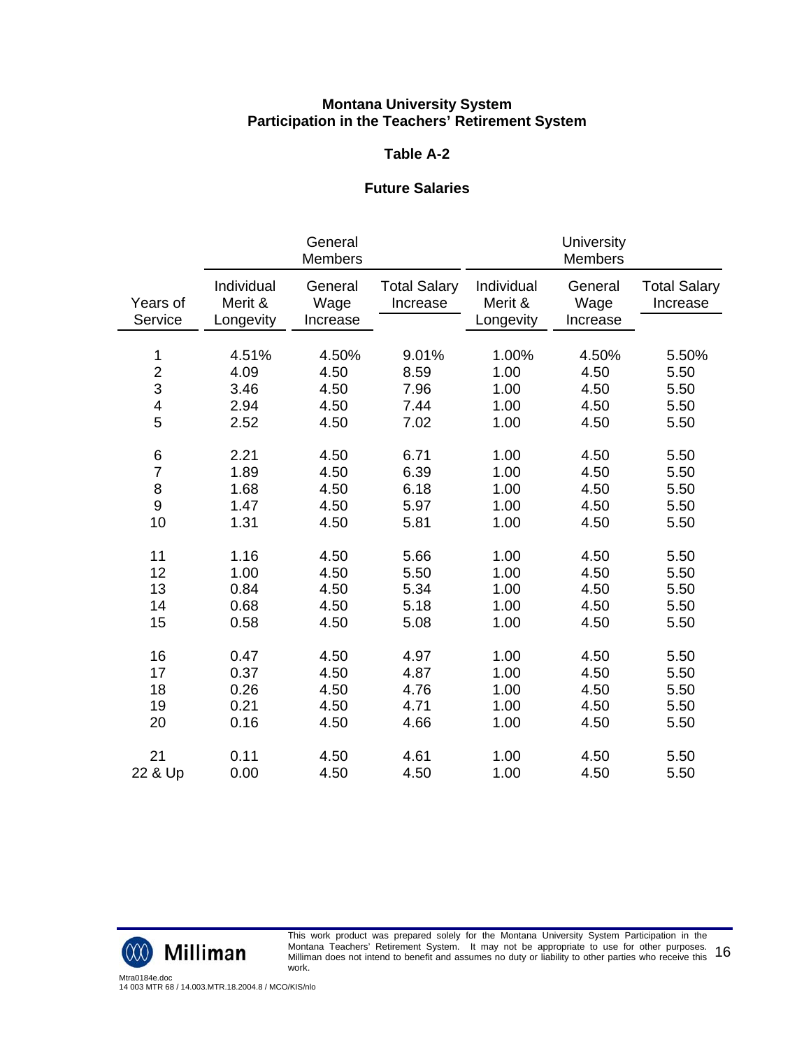**Montana University System**
**Participation in the Teachers' Retirement System**

**Table A-2**

**Future Salaries**

| | General Members | | | University Members | | |
|---|---|---|---|---|---|---|
| Years of Service | Individual Merit & Longevity | General Wage Increase | Total Salary Increase | Individual Merit & Longevity | General Wage Increase | Total Salary Increase |
| 1 | 4.51% | 4.50% | 9.01% | 1.00% | 4.50% | 5.50% |
| 2 | 4.09 | 4.50 | 8.59 | 1.00 | 4.50 | 5.50 |
| 3 | 3.46 | 4.50 | 7.96 | 1.00 | 4.50 | 5.50 |
| 4 | 2.94 | 4.50 | 7.44 | 1.00 | 4.50 | 5.50 |
| 5 | 2.52 | 4.50 | 7.02 | 1.00 | 4.50 | 5.50 |
| 6 | 2.21 | 4.50 | 6.71 | 1.00 | 4.50 | 5.50 |
| 7 | 1.89 | 4.50 | 6.39 | 1.00 | 4.50 | 5.50 |
| 8 | 1.68 | 4.50 | 6.18 | 1.00 | 4.50 | 5.50 |
| 9 | 1.47 | 4.50 | 5.97 | 1.00 | 4.50 | 5.50 |
| 10 | 1.31 | 4.50 | 5.81 | 1.00 | 4.50 | 5.50 |
| 11 | 1.16 | 4.50 | 5.66 | 1.00 | 4.50 | 5.50 |
| 12 | 1.00 | 4.50 | 5.50 | 1.00 | 4.50 | 5.50 |
| 13 | 0.84 | 4.50 | 5.34 | 1.00 | 4.50 | 5.50 |
| 14 | 0.68 | 4.50 | 5.18 | 1.00 | 4.50 | 5.50 |
| 15 | 0.58 | 4.50 | 5.08 | 1.00 | 4.50 | 5.50 |
| 16 | 0.47 | 4.50 | 4.97 | 1.00 | 4.50 | 5.50 |
| 17 | 0.37 | 4.50 | 4.87 | 1.00 | 4.50 | 5.50 |
| 18 | 0.26 | 4.50 | 4.76 | 1.00 | 4.50 | 5.50 |
| 19 | 0.21 | 4.50 | 4.71 | 1.00 | 4.50 | 5.50 |
| 20 | 0.16 | 4.50 | 4.66 | 1.00 | 4.50 | 5.50 |
| 21 | 0.11 | 4.50 | 4.61 | 1.00 | 4.50 | 5.50 |
| 22 & Up | 0.00 | 4.50 | 4.50 | 1.00 | 4.50 | 5.50 |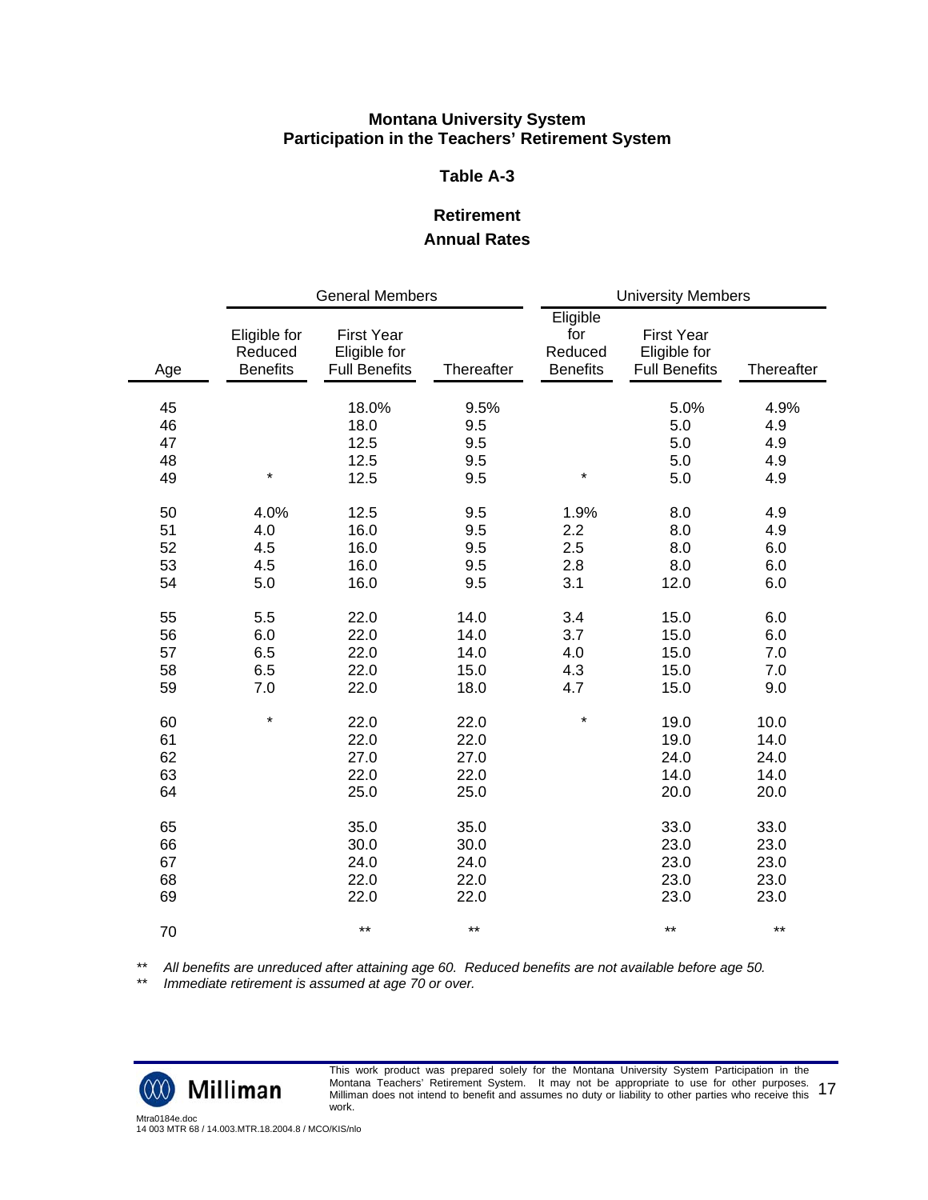**Montana University System**
**Participation in the Teachers' Retirement System**

## Table A-3

### Retirement
### Annual Rates

| | General Members | | | University Members | | |
|---|---|---|---|---|---|---|
| Age | Eligible for Reduced Benefits | First Year Eligible for Full Benefits | Thereafter | Eligible for Reduced Benefits | First Year Eligible for Full Benefits | Thereafter |
| 45 | | 18.0% | 9.5% | | 5.0% | 4.9% |
| 46 | | 18.0 | 9.5 | | 5.0 | 4.9 |
| 47 | | 12.5 | 9.5 | | 5.0 | 4.9 |
| 48 | | 12.5 | 9.5 | | 5.0 | 4.9 |
| 49 | * | 12.5 | 9.5 | * | 5.0 | 4.9 |
| 50 | 4.0% | 12.5 | 9.5 | 1.9% | 8.0 | 4.9 |
| 51 | 4.0 | 16.0 | 9.5 | 2.2 | 8.0 | 4.9 |
| 52 | 4.5 | 16.0 | 9.5 | 2.5 | 8.0 | 6.0 |
| 53 | 4.5 | 16.0 | 9.5 | 2.8 | 8.0 | 6.0 |
| 54 | 5.0 | 16.0 | 9.5 | 3.1 | 12.0 | 6.0 |
| 55 | 5.5 | 22.0 | 14.0 | 3.4 | 15.0 | 6.0 |
| 56 | 6.0 | 22.0 | 14.0 | 3.7 | 15.0 | 6.0 |
| 57 | 6.5 | 22.0 | 14.0 | 4.0 | 15.0 | 7.0 |
| 58 | 6.5 | 22.0 | 15.0 | 4.3 | 15.0 | 7.0 |
| 59 | 7.0 | 22.0 | 18.0 | 4.7 | 15.0 | 9.0 |
| 60 | * | 22.0 | 22.0 | * | 19.0 | 10.0 |
| 61 | | 22.0 | 22.0 | | 19.0 | 14.0 |
| 62 | | 27.0 | 27.0 | | 24.0 | 24.0 |
| 63 | | 22.0 | 22.0 | | 14.0 | 14.0 |
| 64 | | 25.0 | 25.0 | | 20.0 | 20.0 |
| 65 | | 35.0 | 35.0 | | 33.0 | 33.0 |
| 66 | | 30.0 | 30.0 | | 23.0 | 23.0 |
| 67 | | 24.0 | 24.0 | | 23.0 | 23.0 |
| 68 | | 22.0 | 22.0 | | 23.0 | 23.0 |
| 69 | | 22.0 | 22.0 | | 23.0 | 23.0 |
| 70 | | ** | ** | | ** | ** |

** *All benefits are unreduced after attaining age 60. Reduced benefits are not available before age 50.*

** *Immediate retirement is assumed at age 70 or over.*

This work product was prepared solely for the Montana University System Participation in the Montana Teachers' Retirement System. It may not be appropriate to use for other purposes. Milliman does not intend to benefit and assumes no duty or liability to other parties who receive this work.

Mtra0184e.doc
14 003 MTR 68 / 14.003.MTR.18.2004.8 / MCO/KIS/nlo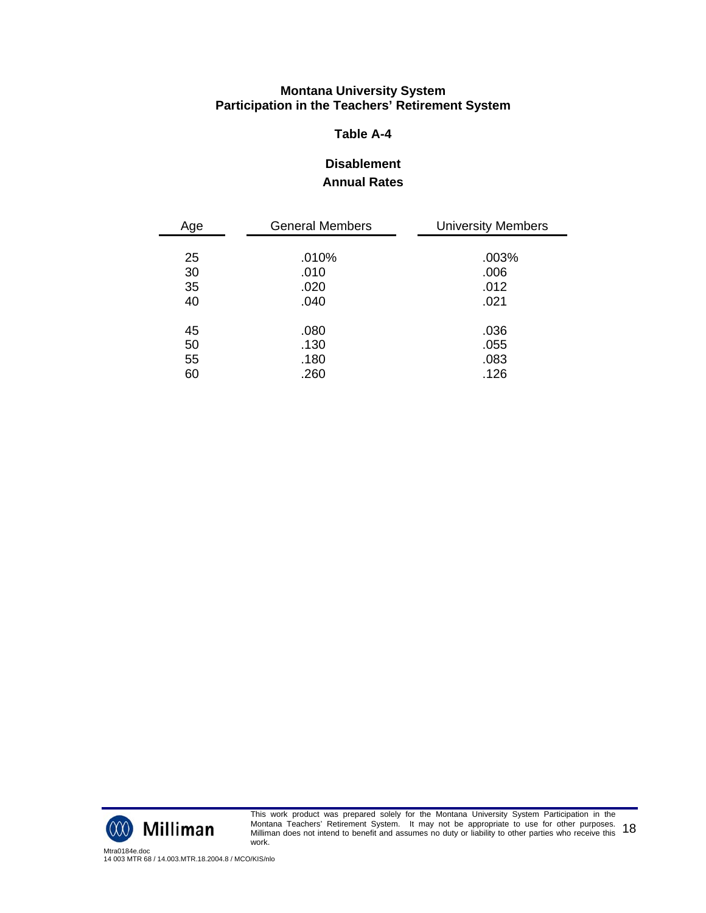# Montana University System
# Participation in the Teachers' Retirement System

## Table A-4

### Disablement
### Annual Rates

| Age | General Members | University Members |
|---|---|---|
| 25 | .010% | .003% |
| 30 | .010 | .006 |
| 35 | .020 | .012 |
| 40 | .040 | .021 |
| 45 | .080 | .036 |
| 50 | .130 | .055 |
| 55 | .180 | .083 |
| 60 | .260 | .126 |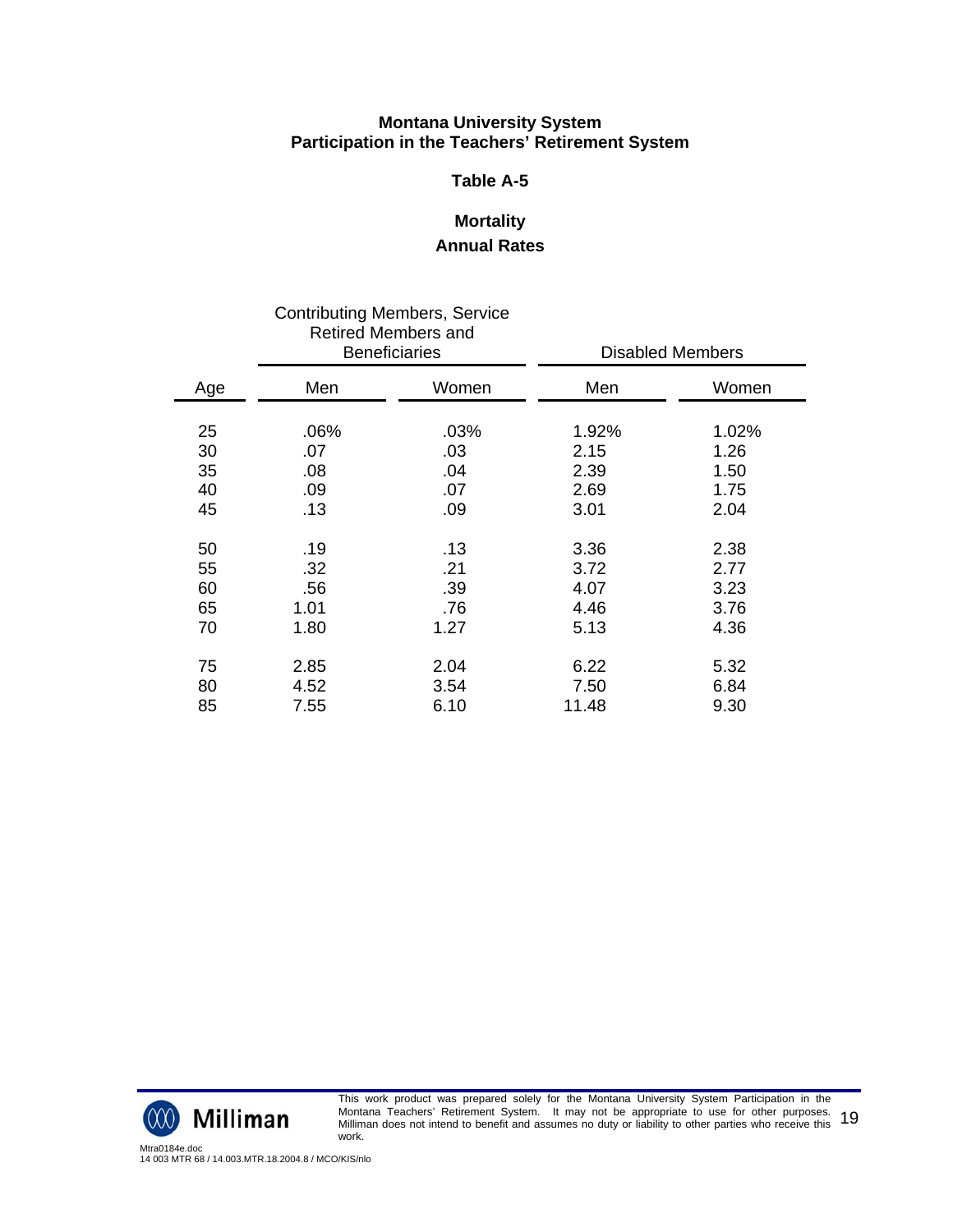**Montana University System**
**Participation in the Teachers' Retirement System**

**Table A-5**

**Mortality**
**Annual Rates**

| | Contributing Members, Service Retired Members and Beneficiaries | | Disabled Members | |
|---|---|---|---|---|
| Age | Men | Women | Men | Women |
| 25 | .06% | .03% | 1.92% | 1.02% |
| 30 | .07 | .03 | 2.15 | 1.26 |
| 35 | .08 | .04 | 2.39 | 1.50 |
| 40 | .09 | .07 | 2.69 | 1.75 |
| 45 | .13 | .09 | 3.01 | 2.04 |
| 50 | .19 | .13 | 3.36 | 2.38 |
| 55 | .32 | .21 | 3.72 | 2.77 |
| 60 | .56 | .39 | 4.07 | 3.23 |
| 65 | 1.01 | .76 | 4.46 | 3.76 |
| 70 | 1.80 | 1.27 | 5.13 | 4.36 |
| 75 | 2.85 | 2.04 | 6.22 | 5.32 |
| 80 | 4.52 | 3.54 | 7.50 | 6.84 |
| 85 | 7.55 | 6.10 | 11.48 | 9.30 |

This work product was prepared solely for the Montana University System Participation in the Montana Teachers' Retirement System. It may not be appropriate to use for other purposes. Milliman does not intend to benefit and assumes no duty or liability to other parties who receive this work.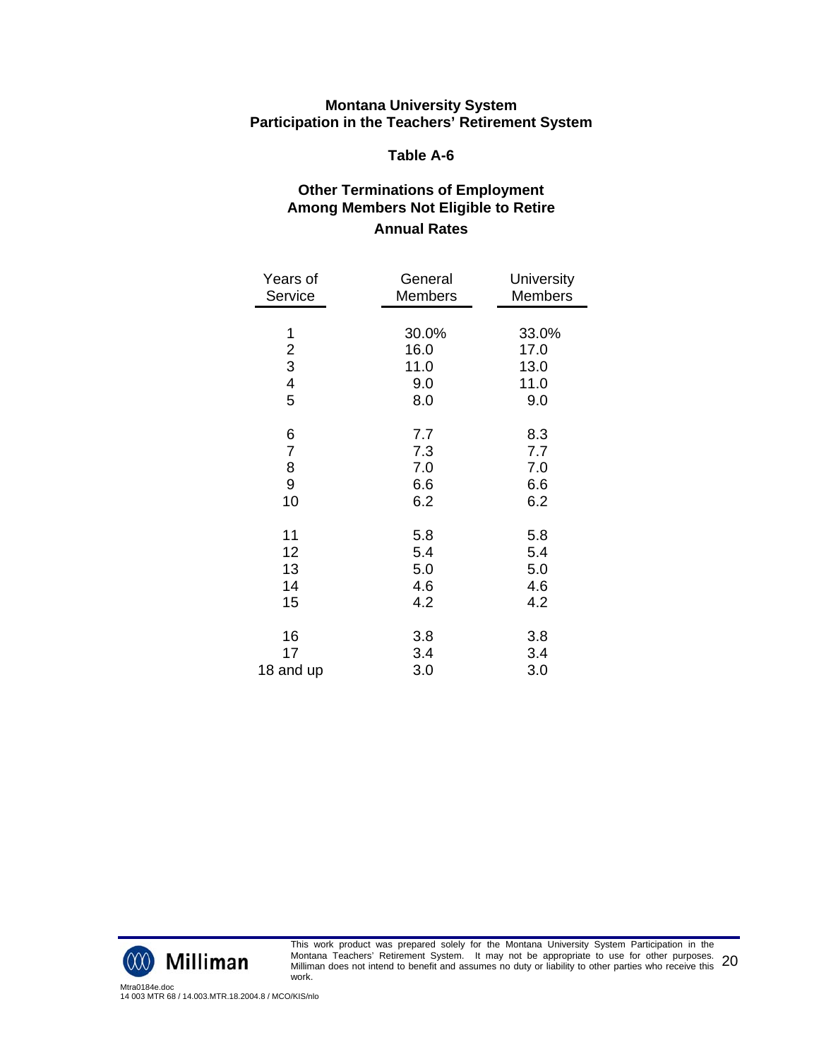**Montana University System**
**Participation in the Teachers' Retirement System**

### Table A-6

### Other Terminations of Employment Among Members Not Eligible to Retire

**Annual Rates**

| Years of Service | General Members | University Members |
|---|---|---|
| 1 | 30.0% | 33.0% |
| 2 | 16.0 | 17.0 |
| 3 | 11.0 | 13.0 |
| 4 | 9.0 | 11.0 |
| 5 | 8.0 | 9.0 |
| 6 | 7.7 | 8.3 |
| 7 | 7.3 | 7.7 |
| 8 | 7.0 | 7.0 |
| 9 | 6.6 | 6.6 |
| 10 | 6.2 | 6.2 |
| 11 | 5.8 | 5.8 |
| 12 | 5.4 | 5.4 |
| 13 | 5.0 | 5.0 |
| 14 | 4.6 | 4.6 |
| 15 | 4.2 | 4.2 |
| 16 | 3.8 | 3.8 |
| 17 | 3.4 | 3.4 |
| 18 and up | 3.0 | 3.0 |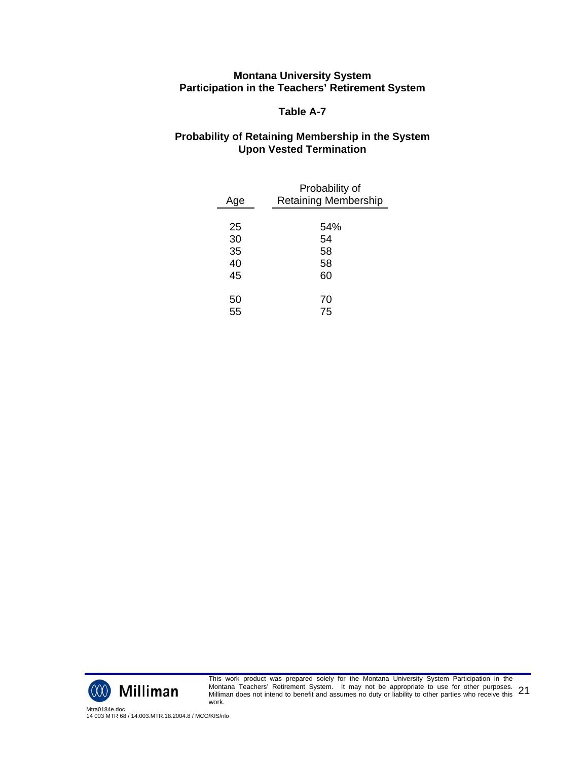**Montana University System**
**Participation in the Teachers' Retirement System**

**Table A-7**

**Probability of Retaining Membership in the System Upon Vested Termination**

| Age | Probability of Retaining Membership |
|---|---|
| 25 | 54% |
| 30 | 54 |
| 35 | 58 |
| 40 | 58 |
| 45 | 60 |
| 50 | 70 |
| 55 | 75 |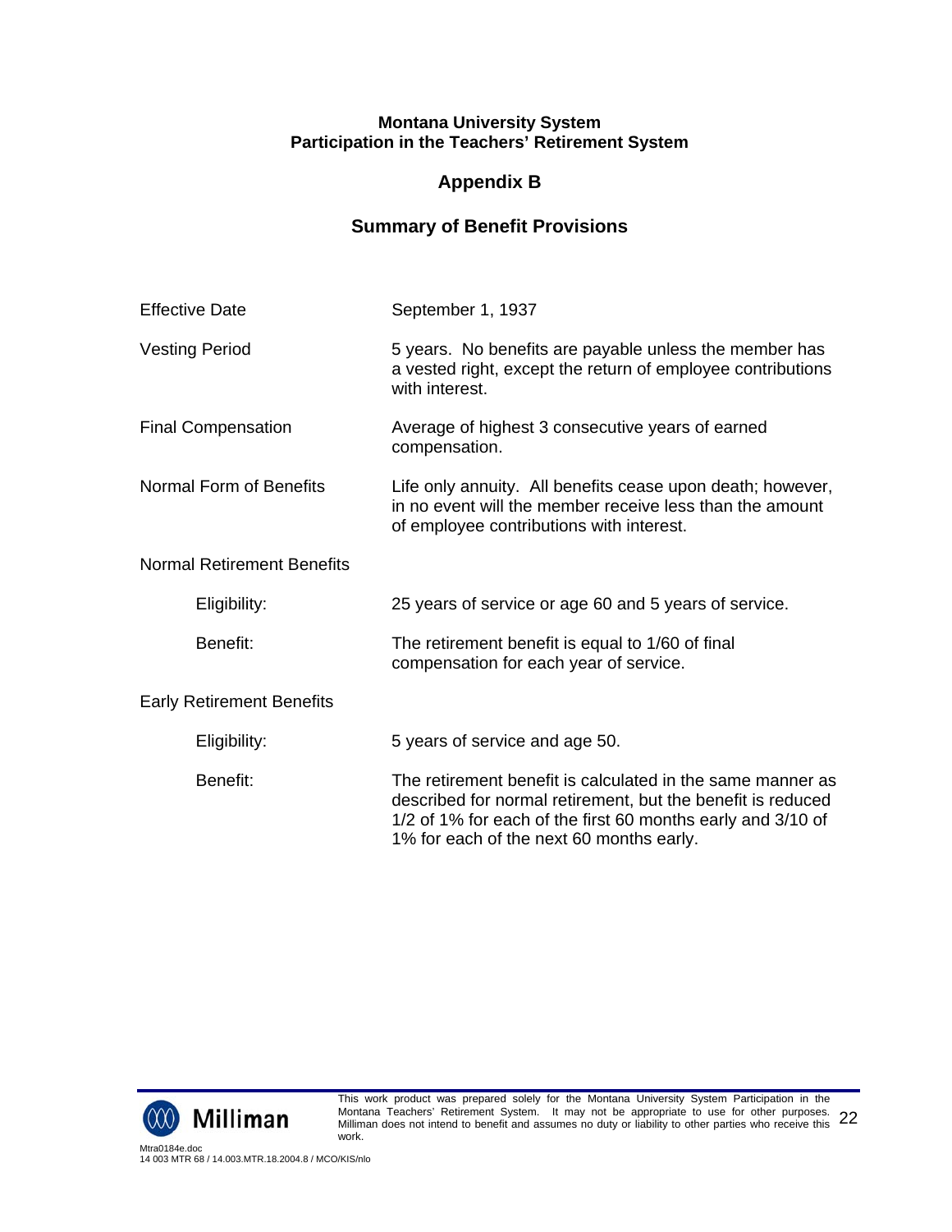**Montana University System**
**Participation in the Teachers' Retirement System**

## Appendix B

## Summary of Benefit Provisions

| | |
|---|---|
| Effective Date | September 1, 1937 |
| Vesting Period | 5 years. No benefits are payable unless the member has a vested right, except the return of employee contributions with interest. |
| Final Compensation | Average of highest 3 consecutive years of earned compensation. |
| Normal Form of Benefits | Life only annuity. All benefits cease upon death; however, in no event will the member receive less than the amount of employee contributions with interest. |
| Normal Retirement Benefits | |
| Eligibility: | 25 years of service or age 60 and 5 years of service. |
| Benefit: | The retirement benefit is equal to 1/60 of final compensation for each year of service. |
| Early Retirement Benefits | |
| Eligibility: | 5 years of service and age 50. |
| Benefit: | The retirement benefit is calculated in the same manner as described for normal retirement, but the benefit is reduced 1/2 of 1% for each of the first 60 months early and 3/10 of 1% for each of the next 60 months early. |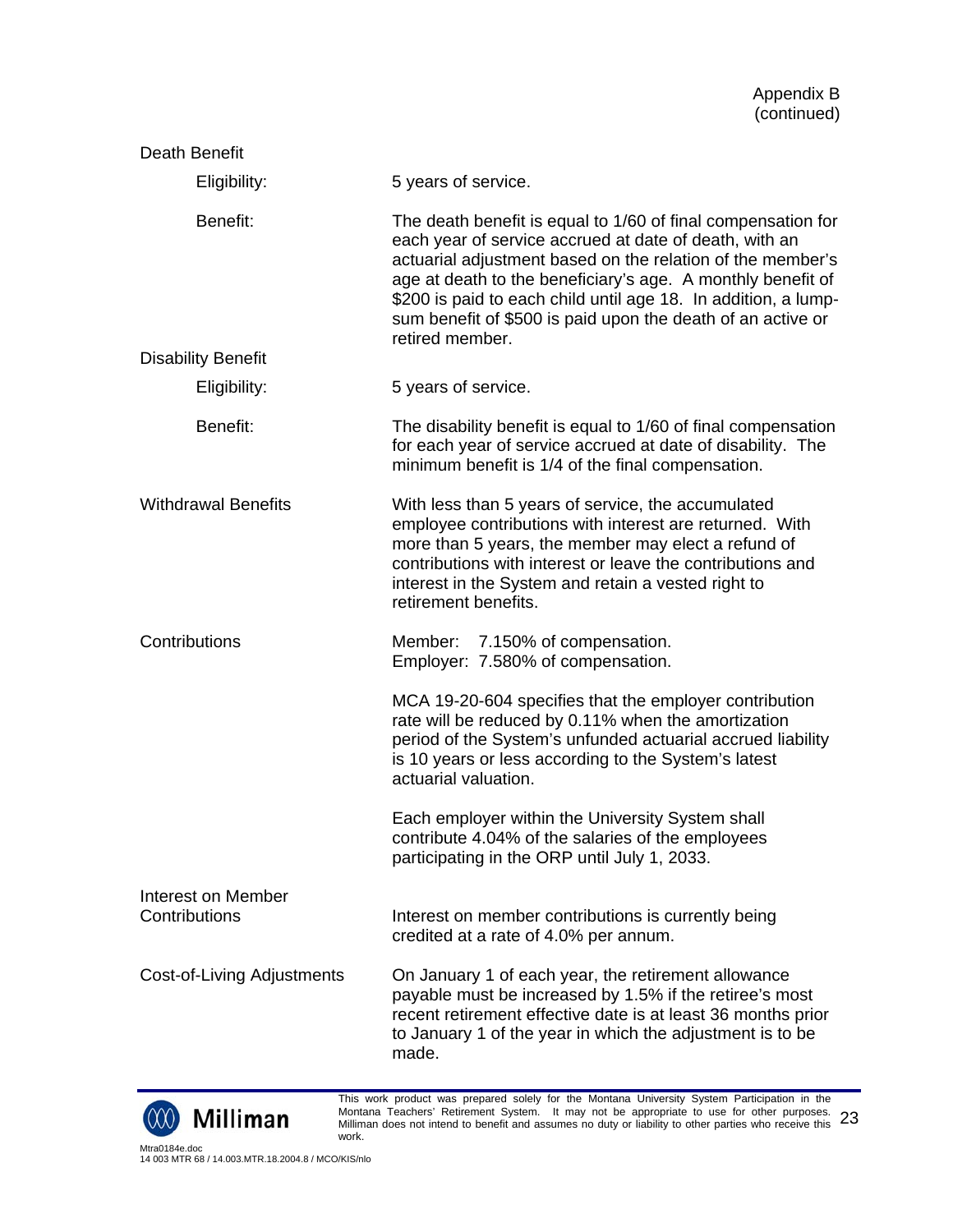Appendix B
(continued)

**Death Benefit**

| | |
|---|---|
| Eligibility: | 5 years of service. |
| Benefit: | The death benefit is equal to 1/60 of final compensation for each year of service accrued at date of death, with an actuarial adjustment based on the relation of the member's age at death to the beneficiary's age. A monthly benefit of $200 is paid to each child until age 18. In addition, a lump-sum benefit of $500 is paid upon the death of an active or retired member. |

**Disability Benefit**

| | |
|---|---|
| Eligibility: | 5 years of service. |
| Benefit: | The disability benefit is equal to 1/60 of final compensation for each year of service accrued at date of disability. The minimum benefit is 1/4 of the final compensation. |

**Withdrawal Benefits**

With less than 5 years of service, the accumulated employee contributions with interest are returned. With more than 5 years, the member may elect a refund of contributions with interest or leave the contributions and interest in the System and retain a vested right to retirement benefits.

**Contributions**

Member: 7.150% of compensation.
Employer: 7.580% of compensation.

MCA 19-20-604 specifies that the employer contribution rate will be reduced by 0.11% when the amortization period of the System's unfunded actuarial accrued liability is 10 years or less according to the System's latest actuarial valuation.

Each employer within the University System shall contribute 4.04% of the salaries of the employees participating in the ORP until July 1, 2033.

**Interest on Member Contributions**

Interest on member contributions is currently being credited at a rate of 4.0% per annum.

**Cost-of-Living Adjustments**

On January 1 of each year, the retirement allowance payable must be increased by 1.5% if the retiree's most recent retirement effective date is at least 36 months prior to January 1 of the year in which the adjustment is to be made.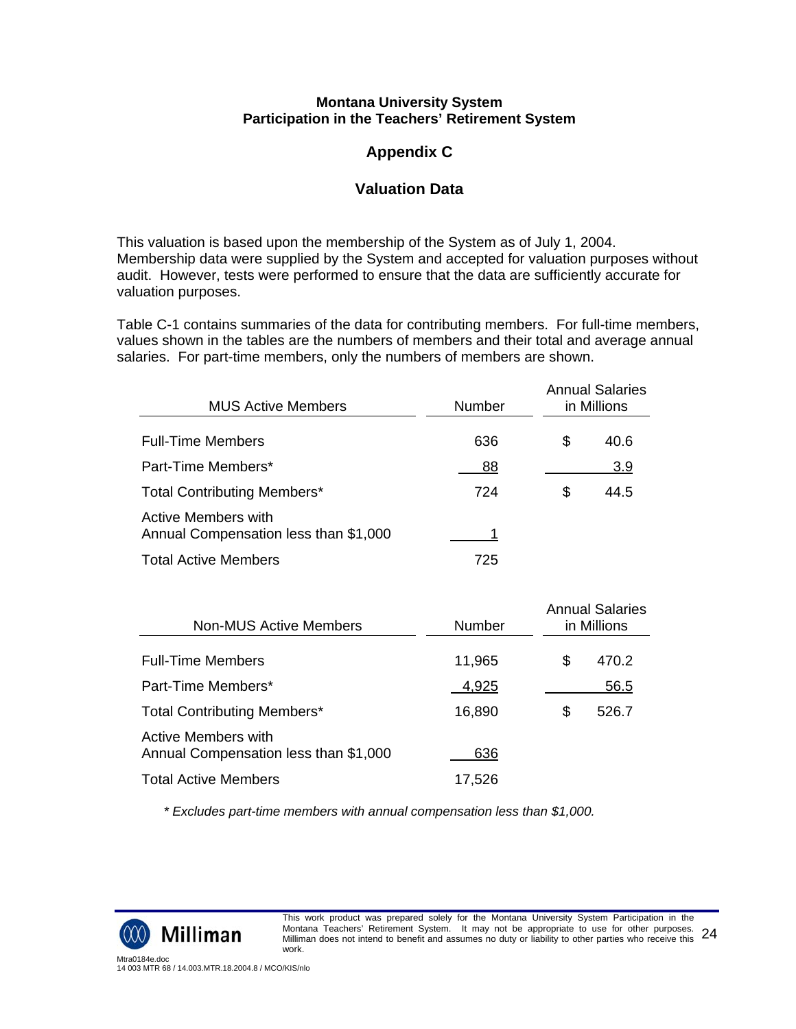**Montana University System**
**Participation in the Teachers' Retirement System**

## Appendix C

## Valuation Data

This valuation is based upon the membership of the System as of July 1, 2004. Membership data were supplied by the System and accepted for valuation purposes without audit. However, tests were performed to ensure that the data are sufficiently accurate for valuation purposes.

Table C-1 contains summaries of the data for contributing members. For full-time members, values shown in the tables are the numbers of members and their total and average annual salaries. For part-time members, only the numbers of members are shown.

| MUS Active Members | Number | Annual Salaries in Millions |
|---|---|---|
| Full-Time Members | 636 | $ 40.6 |
| Part-Time Members* | 88 | 3.9 |
| Total Contributing Members* | 724 | $ 44.5 |
| Active Members with Annual Compensation less than $1,000 | 1 | |
| Total Active Members | 725 | |

| Non-MUS Active Members | Number | Annual Salaries in Millions |
|---|---|---|
| Full-Time Members | 11,965 | $ 470.2 |
| Part-Time Members* | 4,925 | 56.5 |
| Total Contributing Members* | 16,890 | $ 526.7 |
| Active Members with Annual Compensation less than $1,000 | 636 | |
| Total Active Members | 17,526 | |

*\* Excludes part-time members with annual compensation less than $1,000.*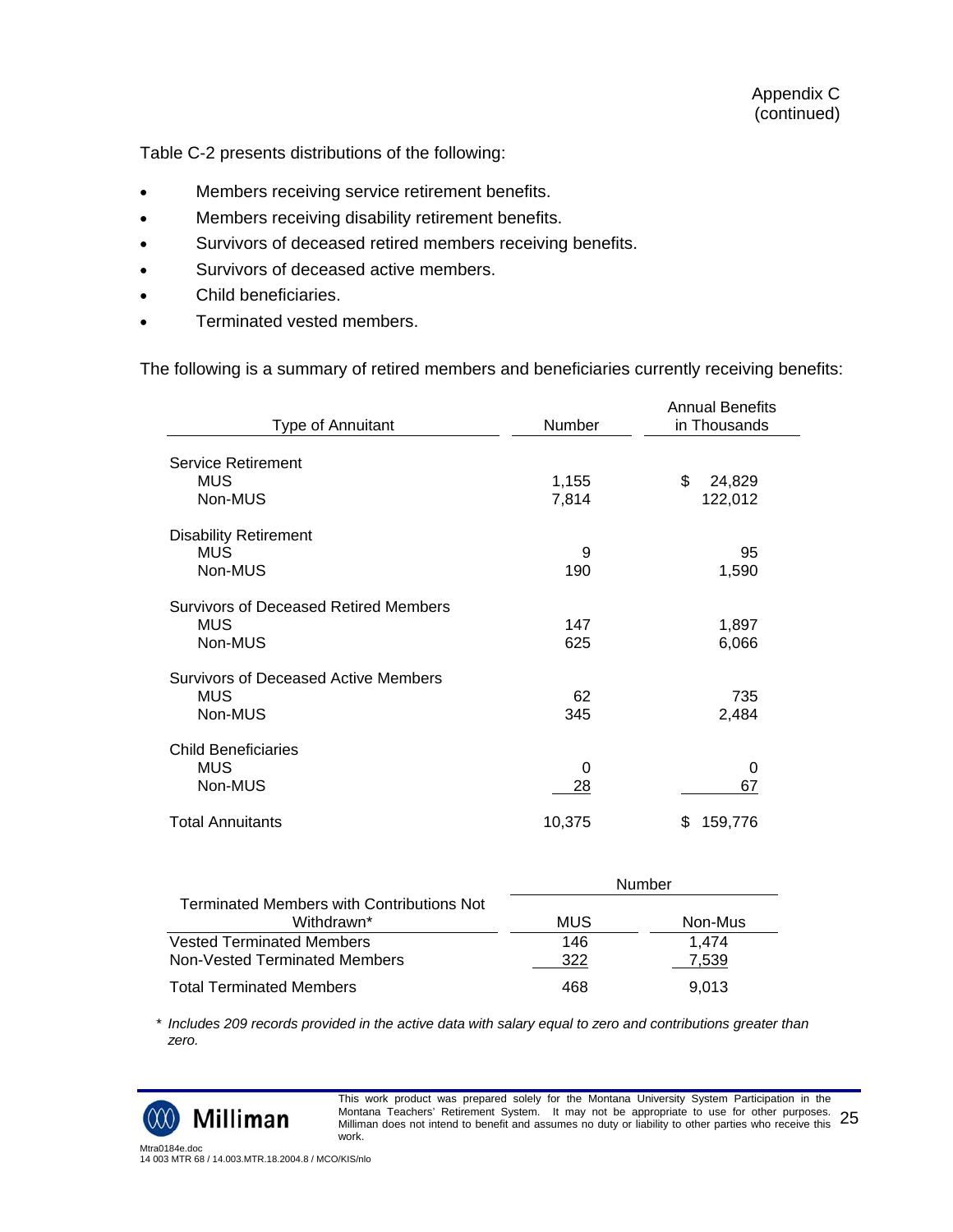Appendix C
(continued)

Table C-2 presents distributions of the following:

- Members receiving service retirement benefits.
- Members receiving disability retirement benefits.
- Survivors of deceased retired members receiving benefits.
- Survivors of deceased active members.
- Child beneficiaries.
- Terminated vested members.

The following is a summary of retired members and beneficiaries currently receiving benefits:

| Type of Annuitant | Number | Annual Benefits in Thousands |
|---|---|---|
| Service Retirement | | |
| MUS | 1,155 | $ 24,829 |
| Non-MUS | 7,814 | 122,012 |
| Disability Retirement | | |
| MUS | 9 | 95 |
| Non-MUS | 190 | 1,590 |
| Survivors of Deceased Retired Members | | |
| MUS | 147 | 1,897 |
| Non-MUS | 625 | 6,066 |
| Survivors of Deceased Active Members | | |
| MUS | 62 | 735 |
| Non-MUS | 345 | 2,484 |
| Child Beneficiaries | | |
| MUS | 0 | 0 |
| Non-MUS | 28 | 67 |
| Total Annuitants | 10,375 | $ 159,776 |

| Terminated Members with Contributions Not Withdrawn* | Number | |
|---|---|---|
| | MUS | Non-Mus |
| Vested Terminated Members | 146 | 1,474 |
| Non-Vested Terminated Members | 322 | 7,539 |
| Total Terminated Members | 468 | 9,013 |

*\* Includes 209 records provided in the active data with salary equal to zero and contributions greater than zero.*

This work product was prepared solely for the Montana University System Participation in the Montana Teachers' Retirement System. It may not be appropriate to use for other purposes. Milliman does not intend to benefit and assumes no duty or liability to other parties who receive this work.

Mtra0184e.doc
14 003 MTR 68 / 14.003.MTR.18.2004.8 / MCO/KIS/nlo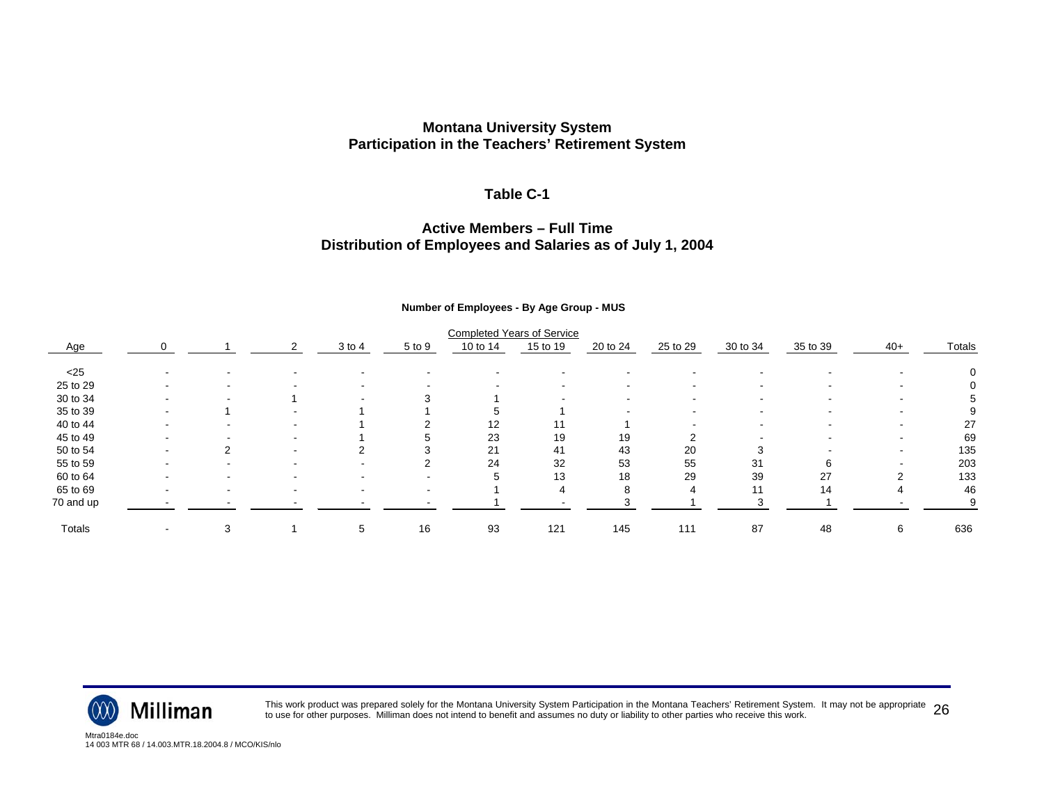# Montana University System
# Participation in the Teachers' Retirement System

## Table C-1

## Active Members – Full Time
## Distribution of Employees and Salaries as of July 1, 2004

**Number of Employees - By Age Group - MUS**

| | Completed Years of Service | | | | | | | | | | | | |
|---|---|---|---|---|---|---|---|---|---|---|---|---|---|
| Age | 0 | 1 | 2 | 3 to 4 | 5 to 9 | 10 to 14 | 15 to 19 | 20 to 24 | 25 to 29 | 30 to 34 | 35 to 39 | 40+ | Totals |
| <25 | - | - | - | - | - | - | - | - | - | - | - | - | 0 |
| 25 to 29 | - | - | - | - | - | - | - | - | - | - | - | - | 0 |
| 30 to 34 | - | - | 1 | - | 3 | 1 | - | - | - | - | - | - | 5 |
| 35 to 39 | - | 1 | - | 1 | 1 | 5 | 1 | - | - | - | - | - | 9 |
| 40 to 44 | - | - | - | 1 | 2 | 12 | 11 | 1 | - | - | - | - | 27 |
| 45 to 49 | - | - | - | 1 | 5 | 23 | 19 | 19 | 2 | - | - | - | 69 |
| 50 to 54 | - | 2 | - | 2 | 3 | 21 | 41 | 43 | 20 | 3 | - | - | 135 |
| 55 to 59 | - | - | - | - | 2 | 24 | 32 | 53 | 55 | 31 | 6 | - | 203 |
| 60 to 64 | - | - | - | - | - | 5 | 13 | 18 | 29 | 39 | 27 | 2 | 133 |
| 65 to 69 | - | - | - | - | - | 1 | 4 | 8 | 4 | 11 | 14 | 4 | 46 |
| 70 and up | - | - | - | - | - | 1 | - | 3 | 1 | 3 | 1 | - | 9 |
| Totals | - | 3 | 1 | 5 | 16 | 93 | 121 | 145 | 111 | 87 | 48 | 6 | 636 |

This work product was prepared solely for the Montana University System Participation in the Montana Teachers' Retirement System. It may not be appropriate to use for other purposes. Milliman does not intend to benefit and assumes no duty or liability to other parties who receive this work.

Mtra0184e.doc
14 003 MTR 68 / 14.003.MTR.18.2004.8 / MCO/KIS/nlo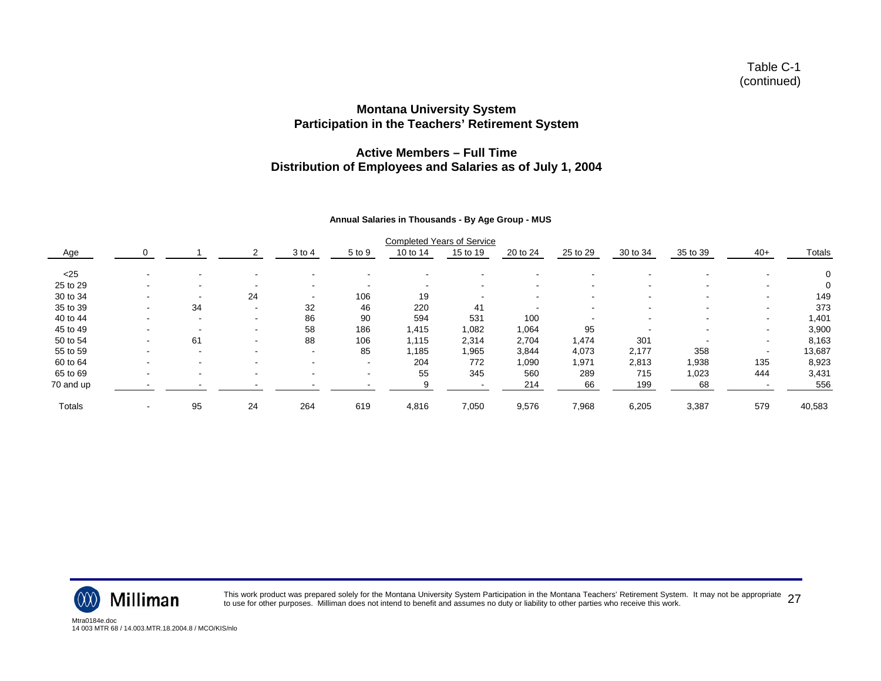Table C-1
(continued)

## Montana University System
## Participation in the Teachers' Retirement System

## Active Members – Full Time
## Distribution of Employees and Salaries as of July 1, 2004

**Annual Salaries in Thousands - By Age Group - MUS**

| | Completed Years of Service | | | | | | | | | | | | |
|---|---|---|---|---|---|---|---|---|---|---|---|---|---|
| Age | 0 | 1 | 2 | 3 to 4 | 5 to 9 | 10 to 14 | 15 to 19 | 20 to 24 | 25 to 29 | 30 to 34 | 35 to 39 | 40+ | Totals |
| <25 | - | - | - | - | - | - | - | - | - | - | - | - | 0 |
| 25 to 29 | - | - | - | - | - | - | - | - | - | - | - | - | 0 |
| 30 to 34 | - | - | 24 | - | 106 | 19 | - | - | - | - | - | - | 149 |
| 35 to 39 | - | 34 | - | 32 | 46 | 220 | 41 | - | - | - | - | - | 373 |
| 40 to 44 | - | - | - | 86 | 90 | 594 | 531 | 100 | - | - | - | - | 1,401 |
| 45 to 49 | - | - | - | 58 | 186 | 1,415 | 1,082 | 1,064 | 95 | - | - | - | 3,900 |
| 50 to 54 | - | 61 | - | 88 | 106 | 1,115 | 2,314 | 2,704 | 1,474 | 301 | - | - | 8,163 |
| 55 to 59 | - | - | - | - | 85 | 1,185 | 1,965 | 3,844 | 4,073 | 2,177 | 358 | - | 13,687 |
| 60 to 64 | - | - | - | - | - | 204 | 772 | 1,090 | 1,971 | 2,813 | 1,938 | 135 | 8,923 |
| 65 to 69 | - | - | - | - | - | 55 | 345 | 560 | 289 | 715 | 1,023 | 444 | 3,431 |
| 70 and up | - | - | - | - | - | 9 | - | 214 | 66 | 199 | 68 | - | 556 |
| Totals | - | 95 | 24 | 264 | 619 | 4,816 | 7,050 | 9,576 | 7,968 | 6,205 | 3,387 | 579 | 40,583 |

This work product was prepared solely for the Montana University System Participation in the Montana Teachers' Retirement System. It may not be appropriate to use for other purposes. Milliman does not intend to benefit and assumes no duty or liability to other parties who receive this work.

Mtra0184e.doc
14 003 MTR 68 / 14.003.MTR.18.2004.8 / MCO/KIS/nlo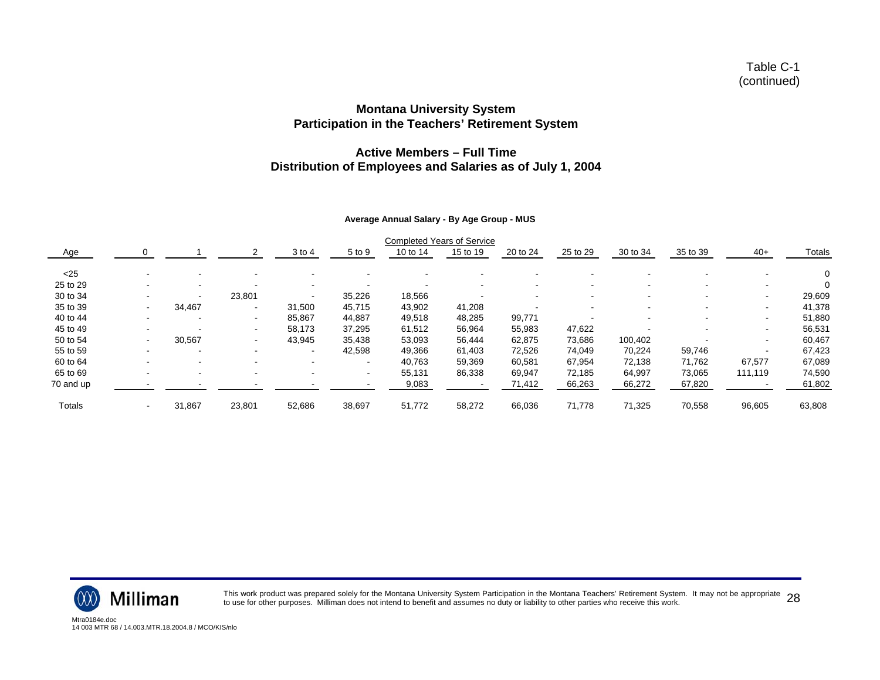Table C-1
(continued)

## Montana University System
## Participation in the Teachers' Retirement System

## Active Members – Full Time
## Distribution of Employees and Salaries as of July 1, 2004

### Average Annual Salary - By Age Group - MUS

| | Completed Years of Service | | | | | | | | | | | | |
|---|---|---|---|---|---|---|---|---|---|---|---|---|---|
| Age | 0 | 1 | 2 | 3 to 4 | 5 to 9 | 10 to 14 | 15 to 19 | 20 to 24 | 25 to 29 | 30 to 34 | 35 to 39 | 40+ | Totals |
| <25 | - | - | - | - | - | - | - | - | - | - | - | - | 0 |
| 25 to 29 | - | - | - | - | - | - | - | - | - | - | - | - | 0 |
| 30 to 34 | - | - | 23,801 | - | 35,226 | 18,566 | - | - | - | - | - | - | 29,609 |
| 35 to 39 | - | 34,467 | - | 31,500 | 45,715 | 43,902 | 41,208 | - | - | - | - | - | 41,378 |
| 40 to 44 | - | - | - | 85,867 | 44,887 | 49,518 | 48,285 | 99,771 | - | - | - | - | 51,880 |
| 45 to 49 | - | - | - | 58,173 | 37,295 | 61,512 | 56,964 | 55,983 | 47,622 | - | - | - | 56,531 |
| 50 to 54 | - | 30,567 | - | 43,945 | 35,438 | 53,093 | 56,444 | 62,875 | 73,686 | 100,402 | - | - | 60,467 |
| 55 to 59 | - | - | - | - | 42,598 | 49,366 | 61,403 | 72,526 | 74,049 | 70,224 | 59,746 | - | 67,423 |
| 60 to 64 | - | - | - | - | - | 40,763 | 59,369 | 60,581 | 67,954 | 72,138 | 71,762 | 67,577 | 67,089 |
| 65 to 69 | - | - | - | - | - | 55,131 | 86,338 | 69,947 | 72,185 | 64,997 | 73,065 | 111,119 | 74,590 |
| 70 and up | - | - | - | - | - | 9,083 | - | 71,412 | 66,263 | 66,272 | 67,820 | - | 61,802 |
| Totals | - | 31,867 | 23,801 | 52,686 | 38,697 | 51,772 | 58,272 | 66,036 | 71,778 | 71,325 | 70,558 | 96,605 | 63,808 |

This work product was prepared solely for the Montana University System Participation in the Montana Teachers' Retirement System. It may not be appropriate to use for other purposes. Milliman does not intend to benefit and assumes no duty or liability to other parties who receive this work.

Mtra0184e.doc
14 003 MTR 68 / 14.003.MTR.18.2004.8 / MCO/KIS/nlo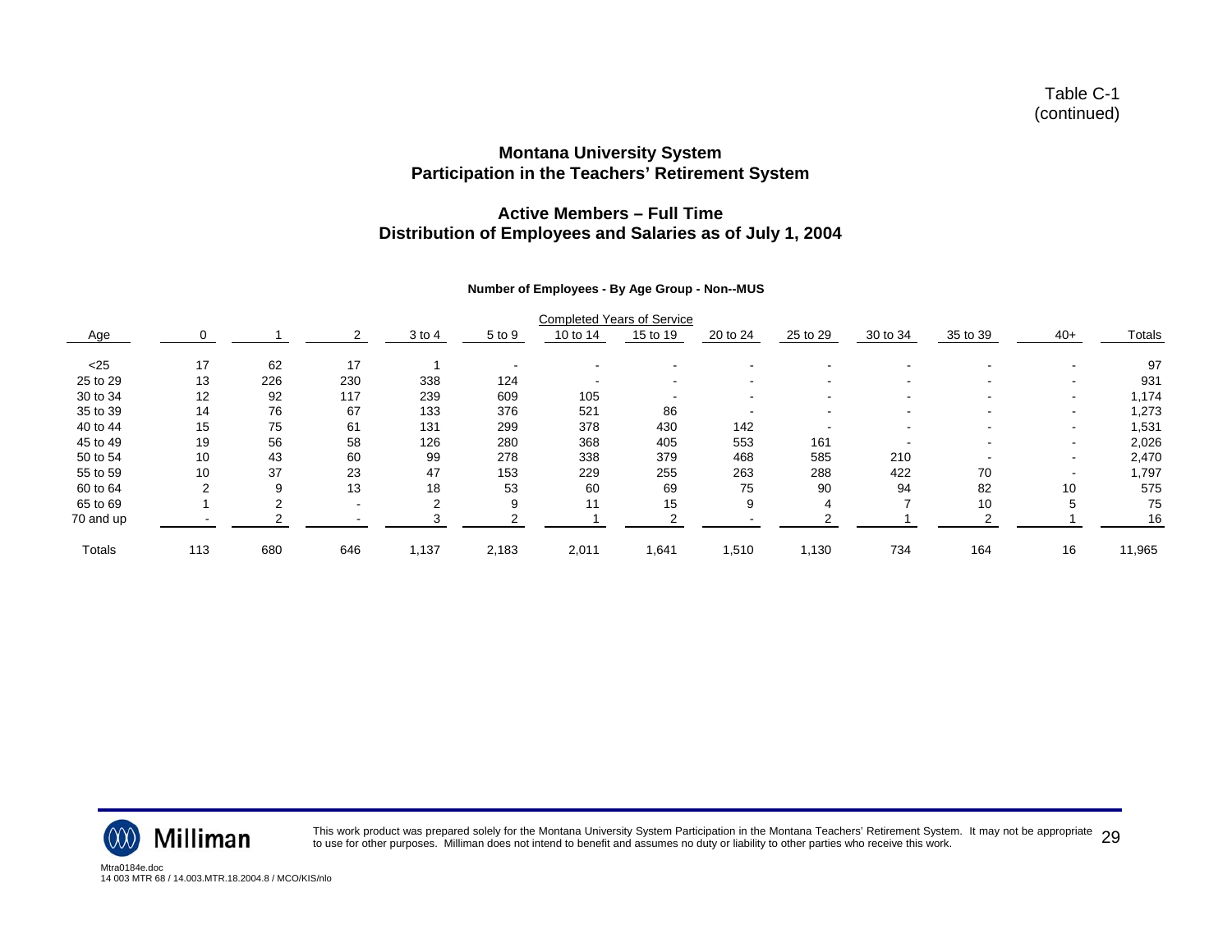Table C-1
(continued)

## Montana University System
## Participation in the Teachers' Retirement System

### Active Members – Full Time
### Distribution of Employees and Salaries as of July 1, 2004

**Number of Employees - By Age Group - Non--MUS**

| | Completed Years of Service | | | | | | | | | | | | |
|---|---|---|---|---|---|---|---|---|---|---|---|---|---|
| Age | 0 | 1 | 2 | 3 to 4 | 5 to 9 | 10 to 14 | 15 to 19 | 20 to 24 | 25 to 29 | 30 to 34 | 35 to 39 | 40+ | Totals |
| <25 | 17 | 62 | 17 | 1 | - | - | - | - | - | - | - | - | 97 |
| 25 to 29 | 13 | 226 | 230 | 338 | 124 | - | - | - | - | - | - | - | 931 |
| 30 to 34 | 12 | 92 | 117 | 239 | 609 | 105 | - | - | - | - | - | - | 1,174 |
| 35 to 39 | 14 | 76 | 67 | 133 | 376 | 521 | 86 | - | - | - | - | - | 1,273 |
| 40 to 44 | 15 | 75 | 61 | 131 | 299 | 378 | 430 | 142 | - | - | - | - | 1,531 |
| 45 to 49 | 19 | 56 | 58 | 126 | 280 | 368 | 405 | 553 | 161 | - | - | - | 2,026 |
| 50 to 54 | 10 | 43 | 60 | 99 | 278 | 338 | 379 | 468 | 585 | 210 | - | - | 2,470 |
| 55 to 59 | 10 | 37 | 23 | 47 | 153 | 229 | 255 | 263 | 288 | 422 | 70 | - | 1,797 |
| 60 to 64 | 2 | 9 | 13 | 18 | 53 | 60 | 69 | 75 | 90 | 94 | 82 | 10 | 575 |
| 65 to 69 | 1 | 2 | - | 2 | 9 | 11 | 15 | 9 | 4 | 7 | 10 | 5 | 75 |
| 70 and up | - | 2 | - | 3 | 2 | 1 | 2 | - | 2 | 1 | 2 | 1 | 16 |
| Totals | 113 | 680 | 646 | 1,137 | 2,183 | 2,011 | 1,641 | 1,510 | 1,130 | 734 | 164 | 16 | 11,965 |

This work product was prepared solely for the Montana University System Participation in the Montana Teachers' Retirement System. It may not be appropriate to use for other purposes. Milliman does not intend to benefit and assumes no duty or liability to other parties who receive this work.

Mtra0184e.doc
14 003 MTR 68 / 14.003.MTR.18.2004.8 / MCO/KIS/nlo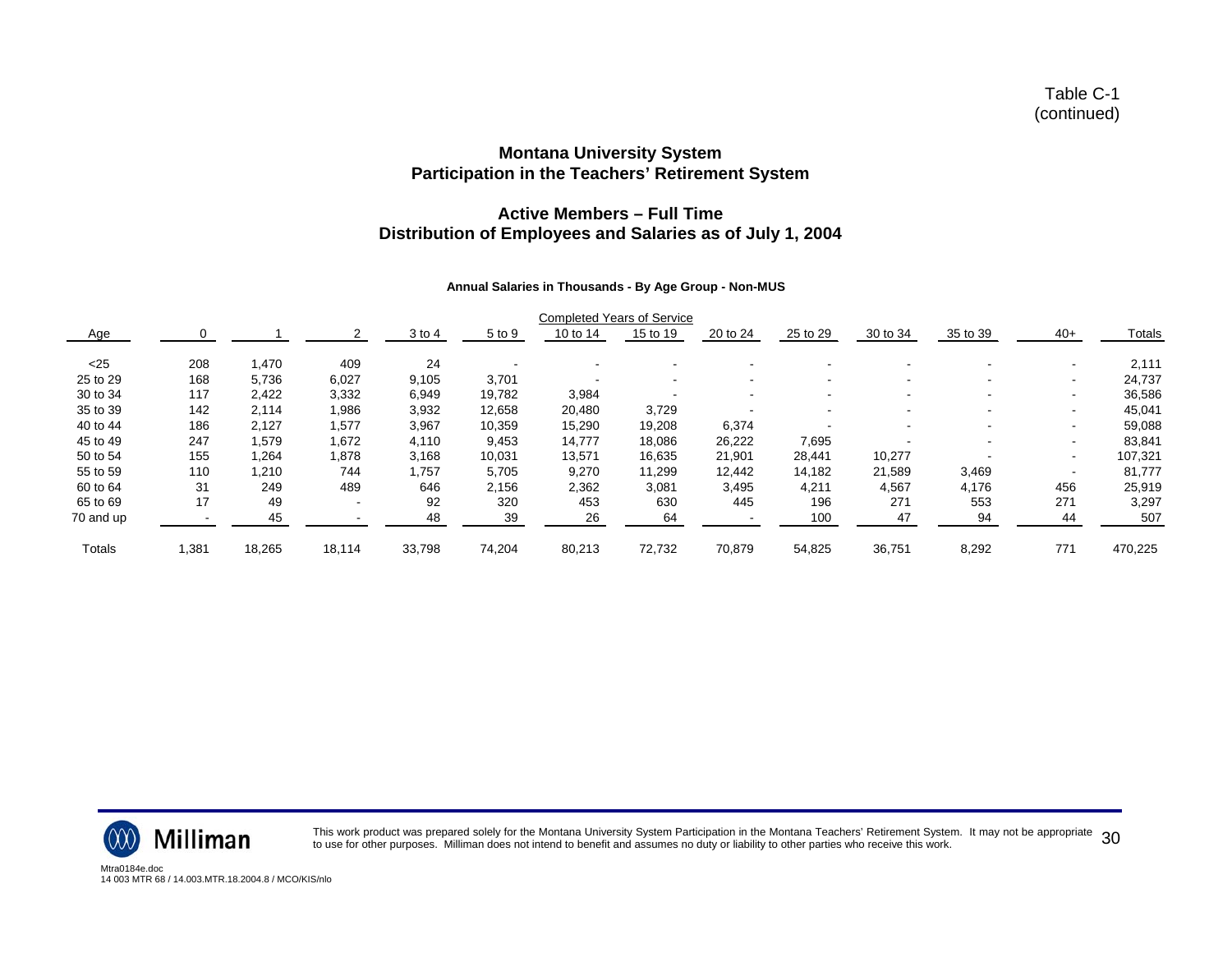Table C-1
(continued)

## Montana University System
## Participation in the Teachers' Retirement System

## Active Members – Full Time
## Distribution of Employees and Salaries as of July 1, 2004

**Annual Salaries in Thousands - By Age Group - Non-MUS**

| | Completed Years of Service | | | | | | | | | | | | |
|---|---|---|---|---|---|---|---|---|---|---|---|---|---|
| Age | 0 | 1 | 2 | 3 to 4 | 5 to 9 | 10 to 14 | 15 to 19 | 20 to 24 | 25 to 29 | 30 to 34 | 35 to 39 | 40+ | Totals |
| <25 | 208 | 1,470 | 409 | 24 | - | - | - | - | - | - | - | - | 2,111 |
| 25 to 29 | 168 | 5,736 | 6,027 | 9,105 | 3,701 | - | - | - | - | - | - | - | 24,737 |
| 30 to 34 | 117 | 2,422 | 3,332 | 6,949 | 19,782 | 3,984 | - | - | - | - | - | - | 36,586 |
| 35 to 39 | 142 | 2,114 | 1,986 | 3,932 | 12,658 | 20,480 | 3,729 | - | - | - | - | - | 45,041 |
| 40 to 44 | 186 | 2,127 | 1,577 | 3,967 | 10,359 | 15,290 | 19,208 | 6,374 | - | - | - | - | 59,088 |
| 45 to 49 | 247 | 1,579 | 1,672 | 4,110 | 9,453 | 14,777 | 18,086 | 26,222 | 7,695 | - | - | - | 83,841 |
| 50 to 54 | 155 | 1,264 | 1,878 | 3,168 | 10,031 | 13,571 | 16,635 | 21,901 | 28,441 | 10,277 | - | - | 107,321 |
| 55 to 59 | 110 | 1,210 | 744 | 1,757 | 5,705 | 9,270 | 11,299 | 12,442 | 14,182 | 21,589 | 3,469 | - | 81,777 |
| 60 to 64 | 31 | 249 | 489 | 646 | 2,156 | 2,362 | 3,081 | 3,495 | 4,211 | 4,567 | 4,176 | 456 | 25,919 |
| 65 to 69 | 17 | 49 | - | 92 | 320 | 453 | 630 | 445 | 196 | 271 | 553 | 271 | 3,297 |
| 70 and up | - | 45 | - | 48 | 39 | 26 | 64 | - | 100 | 47 | 94 | 44 | 507 |
| Totals | 1,381 | 18,265 | 18,114 | 33,798 | 74,204 | 80,213 | 72,732 | 70,879 | 54,825 | 36,751 | 8,292 | 771 | 470,225 |

This work product was prepared solely for the Montana University System Participation in the Montana Teachers' Retirement System. It may not be appropriate to use for other purposes. Milliman does not intend to benefit and assumes no duty or liability to other parties who receive this work.

Mtra0184e.doc
14 003 MTR 68 / 14.003.MTR.18.2004.8 / MCO/KIS/nlo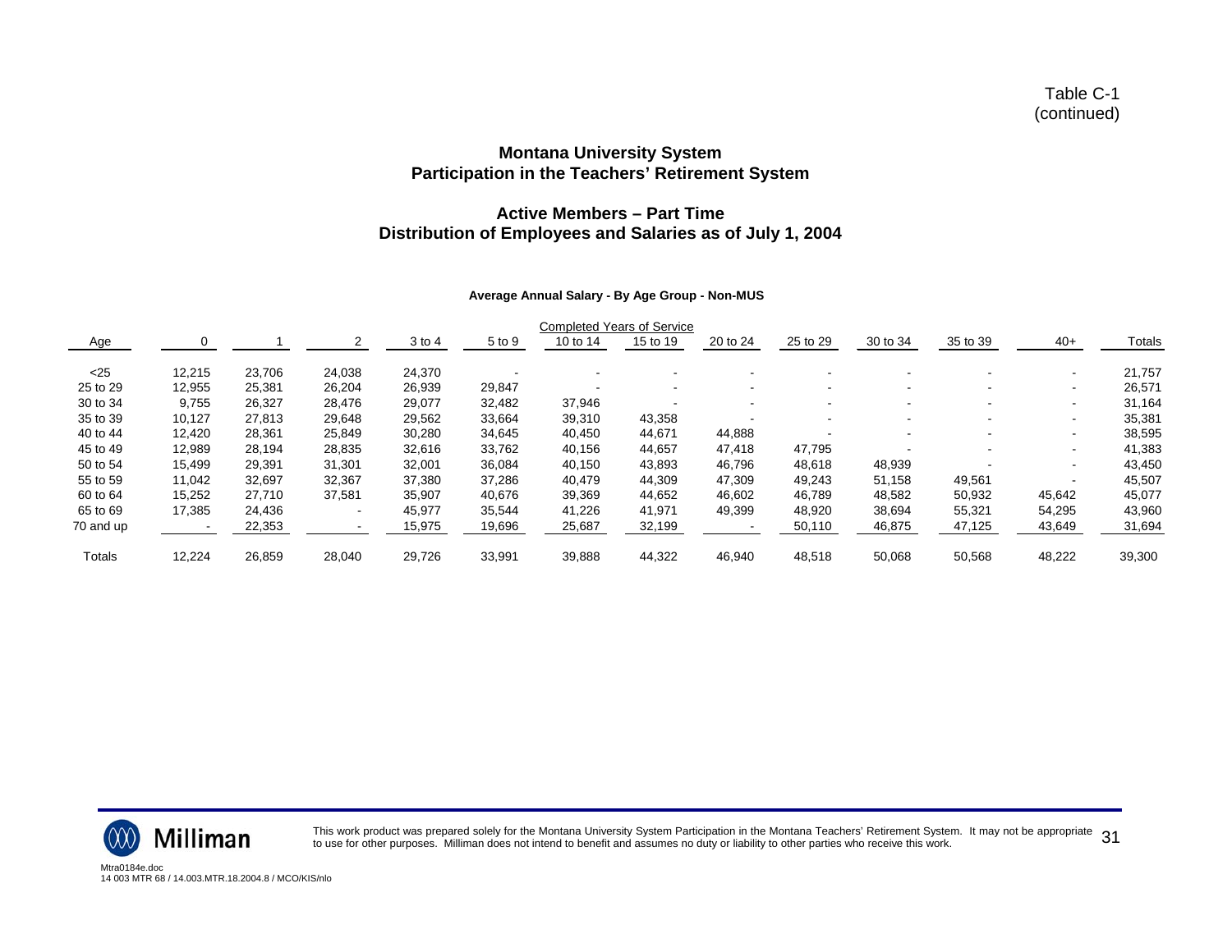Table C-1
(continued)

## Montana University System
## Participation in the Teachers' Retirement System

## Active Members – Part Time
## Distribution of Employees and Salaries as of July 1, 2004

### Average Annual Salary - By Age Group - Non-MUS

| | Completed Years of Service | | | | | | | | | | | | |
|---|---|---|---|---|---|---|---|---|---|---|---|---|---|
| Age | 0 | 1 | 2 | 3 to 4 | 5 to 9 | 10 to 14 | 15 to 19 | 20 to 24 | 25 to 29 | 30 to 34 | 35 to 39 | 40+ | Totals |
| <25 | 12,215 | 23,706 | 24,038 | 24,370 | - | - | - | - | - | - | - | - | 21,757 |
| 25 to 29 | 12,955 | 25,381 | 26,204 | 26,939 | 29,847 | - | - | - | - | - | - | - | 26,571 |
| 30 to 34 | 9,755 | 26,327 | 28,476 | 29,077 | 32,482 | 37,946 | - | - | - | - | - | - | 31,164 |
| 35 to 39 | 10,127 | 27,813 | 29,648 | 29,562 | 33,664 | 39,310 | 43,358 | - | - | - | - | - | 35,381 |
| 40 to 44 | 12,420 | 28,361 | 25,849 | 30,280 | 34,645 | 40,450 | 44,671 | 44,888 | - | - | - | - | 38,595 |
| 45 to 49 | 12,989 | 28,194 | 28,835 | 32,616 | 33,762 | 40,156 | 44,657 | 47,418 | 47,795 | - | - | - | 41,383 |
| 50 to 54 | 15,499 | 29,391 | 31,301 | 32,001 | 36,084 | 40,150 | 43,893 | 46,796 | 48,618 | 48,939 | - | - | 43,450 |
| 55 to 59 | 11,042 | 32,697 | 32,367 | 37,380 | 37,286 | 40,479 | 44,309 | 47,309 | 49,243 | 51,158 | 49,561 | - | 45,507 |
| 60 to 64 | 15,252 | 27,710 | 37,581 | 35,907 | 40,676 | 39,369 | 44,652 | 46,602 | 46,789 | 48,582 | 50,932 | 45,642 | 45,077 |
| 65 to 69 | 17,385 | 24,436 | - | 45,977 | 35,544 | 41,226 | 41,971 | 49,399 | 48,920 | 38,694 | 55,321 | 54,295 | 43,960 |
| 70 and up | - | 22,353 | - | 15,975 | 19,696 | 25,687 | 32,199 | - | 50,110 | 46,875 | 47,125 | 43,649 | 31,694 |
| Totals | 12,224 | 26,859 | 28,040 | 29,726 | 33,991 | 39,888 | 44,322 | 46,940 | 48,518 | 50,068 | 50,568 | 48,222 | 39,300 |

This work product was prepared solely for the Montana University System Participation in the Montana Teachers' Retirement System. It may not be appropriate to use for other purposes. Milliman does not intend to benefit and assumes no duty or liability to other parties who receive this work.

Mtra0184e.doc
14 003 MTR 68 / 14.003.MTR.18.2004.8 / MCO/KIS/nlo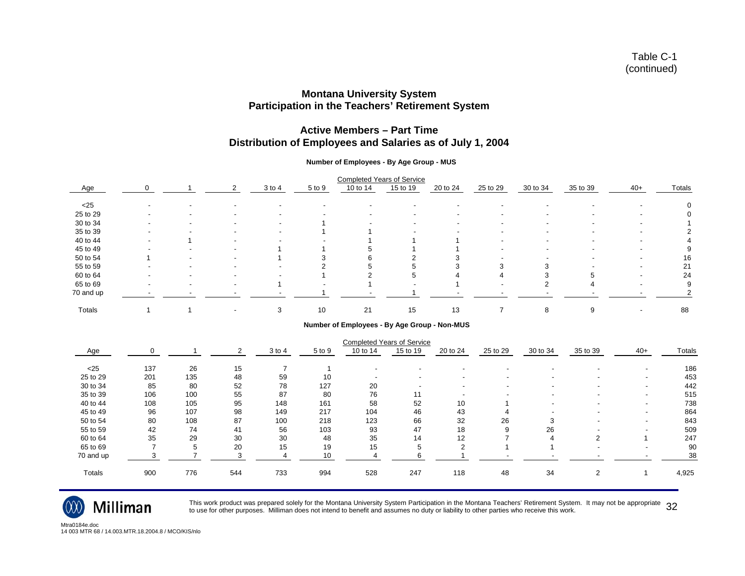Table C-1
(continued)

## Montana University System
## Participation in the Teachers' Retirement System

### Active Members – Part Time
### Distribution of Employees and Salaries as of July 1, 2004

**Number of Employees - By Age Group - MUS**

| | Completed Years of Service | | | | | | | | | | | | |
|---|---|---|---|---|---|---|---|---|---|---|---|---|---|
| Age | 0 | 1 | 2 | 3 to 4 | 5 to 9 | 10 to 14 | 15 to 19 | 20 to 24 | 25 to 29 | 30 to 34 | 35 to 39 | 40+ | Totals |
| <25 | - | - | - | - | - | - | - | - | - | - | - | - | 0 |
| 25 to 29 | - | - | - | - | - | - | - | - | - | - | - | - | 0 |
| 30 to 34 | - | - | - | - | 1 | - | - | - | - | - | - | - | 1 |
| 35 to 39 | - | - | - | - | 1 | 1 | - | - | - | - | - | - | 2 |
| 40 to 44 | - | 1 | - | - | - | 1 | 1 | 1 | - | - | - | - | 4 |
| 45 to 49 | - | - | - | 1 | 1 | 5 | 1 | 1 | - | - | - | - | 9 |
| 50 to 54 | 1 | - | - | 1 | 3 | 6 | 2 | 3 | - | - | - | - | 16 |
| 55 to 59 | - | - | - | - | 2 | 5 | 5 | 3 | 3 | 3 | - | - | 21 |
| 60 to 64 | - | - | - | - | 1 | 2 | 5 | 4 | 4 | 3 | 5 | - | 24 |
| 65 to 69 | - | - | - | 1 | - | 1 | - | 1 | - | 2 | 4 | - | 9 |
| 70 and up | - | - | - | - | 1 | - | 1 | - | - | - | - | - | 2 |
| Totals | 1 | 1 | - | 3 | 10 | 21 | 15 | 13 | 7 | 8 | 9 | - | 88 |

**Number of Employees - By Age Group - Non-MUS**

| | Completed Years of Service | | | | | | | | | | | | |
|---|---|---|---|---|---|---|---|---|---|---|---|---|---|
| Age | 0 | 1 | 2 | 3 to 4 | 5 to 9 | 10 to 14 | 15 to 19 | 20 to 24 | 25 to 29 | 30 to 34 | 35 to 39 | 40+ | Totals |
| <25 | 137 | 26 | 15 | 7 | 1 | - | - | - | - | - | - | - | 186 |
| 25 to 29 | 201 | 135 | 48 | 59 | 10 | - | - | - | - | - | - | - | 453 |
| 30 to 34 | 85 | 80 | 52 | 78 | 127 | 20 | - | - | - | - | - | - | 442 |
| 35 to 39 | 106 | 100 | 55 | 87 | 80 | 76 | 11 | - | - | - | - | - | 515 |
| 40 to 44 | 108 | 105 | 95 | 148 | 161 | 58 | 52 | 10 | 1 | - | - | - | 738 |
| 45 to 49 | 96 | 107 | 98 | 149 | 217 | 104 | 46 | 43 | 4 | - | - | - | 864 |
| 50 to 54 | 80 | 108 | 87 | 100 | 218 | 123 | 66 | 32 | 26 | 3 | - | - | 843 |
| 55 to 59 | 42 | 74 | 41 | 56 | 103 | 93 | 47 | 18 | 9 | 26 | - | - | 509 |
| 60 to 64 | 35 | 29 | 30 | 30 | 48 | 35 | 14 | 12 | 7 | 4 | 2 | 1 | 247 |
| 65 to 69 | 7 | 5 | 20 | 15 | 19 | 15 | 5 | 2 | 1 | 1 | - | - | 90 |
| 70 and up | 3 | 7 | 3 | 4 | 10 | 4 | 6 | 1 | - | - | - | - | 38 |
| Totals | 900 | 776 | 544 | 733 | 994 | 528 | 247 | 118 | 48 | 34 | 2 | 1 | 4,925 |

This work product was prepared solely for the Montana University System Participation in the Montana Teachers' Retirement System. It may not be appropriate to use for other purposes. Milliman does not intend to benefit and assumes no duty or liability to other parties who receive this work.

Mtra0184e.doc
14 003 MTR 68 / 14.003.MTR.18.2004.8 / MCO/KIS/nlo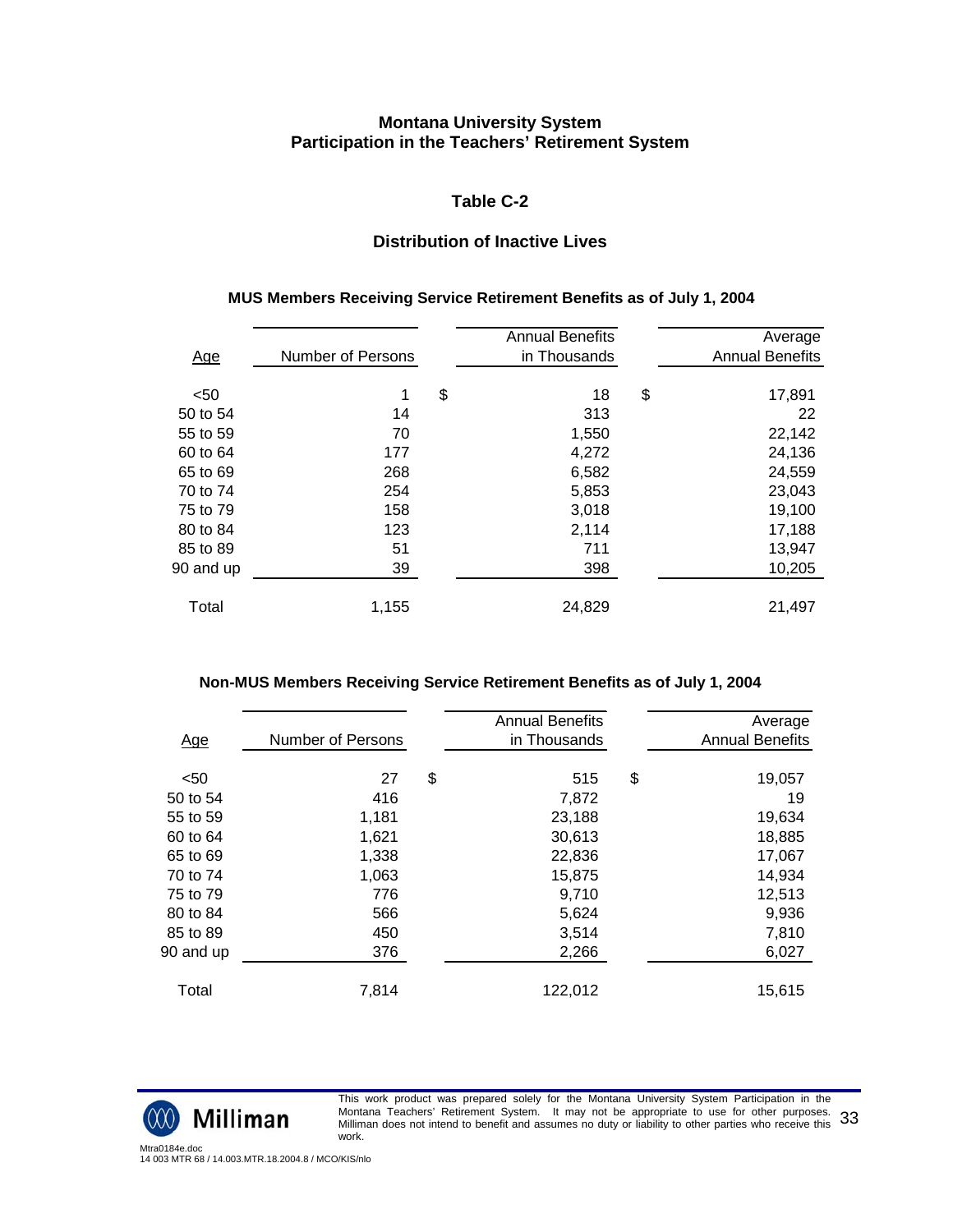# Montana University System
# Participation in the Teachers' Retirement System

## Table C-2

### Distribution of Inactive Lives

**MUS Members Receiving Service Retirement Benefits as of July 1, 2004**

| Age | Number of Persons | Annual Benefits in Thousands | Average Annual Benefits |
|---|---|---|---|
| <50 | 1 | $ 18 | $ 17,891 |
| 50 to 54 | 14 | 313 | 22 |
| 55 to 59 | 70 | 1,550 | 22,142 |
| 60 to 64 | 177 | 4,272 | 24,136 |
| 65 to 69 | 268 | 6,582 | 24,559 |
| 70 to 74 | 254 | 5,853 | 23,043 |
| 75 to 79 | 158 | 3,018 | 19,100 |
| 80 to 84 | 123 | 2,114 | 17,188 |
| 85 to 89 | 51 | 711 | 13,947 |
| 90 and up | 39 | 398 | 10,205 |
| Total | 1,155 | 24,829 | 21,497 |

**Non-MUS Members Receiving Service Retirement Benefits as of July 1, 2004**

| Age | Number of Persons | Annual Benefits in Thousands | Average Annual Benefits |
|---|---|---|---|
| <50 | 27 | $ 515 | $ 19,057 |
| 50 to 54 | 416 | 7,872 | 19 |
| 55 to 59 | 1,181 | 23,188 | 19,634 |
| 60 to 64 | 1,621 | 30,613 | 18,885 |
| 65 to 69 | 1,338 | 22,836 | 17,067 |
| 70 to 74 | 1,063 | 15,875 | 14,934 |
| 75 to 79 | 776 | 9,710 | 12,513 |
| 80 to 84 | 566 | 5,624 | 9,936 |
| 85 to 89 | 450 | 3,514 | 7,810 |
| 90 and up | 376 | 2,266 | 6,027 |
| Total | 7,814 | 122,012 | 15,615 |

This work product was prepared solely for the Montana University System Participation in the Montana Teachers' Retirement System. It may not be appropriate to use for other purposes. Milliman does not intend to benefit and assumes no duty or liability to other parties who receive this work.

Mtra0184e.doc
14 003 MTR 68 / 14.003.MTR.18.2004.8 / MCO/KIS/nlo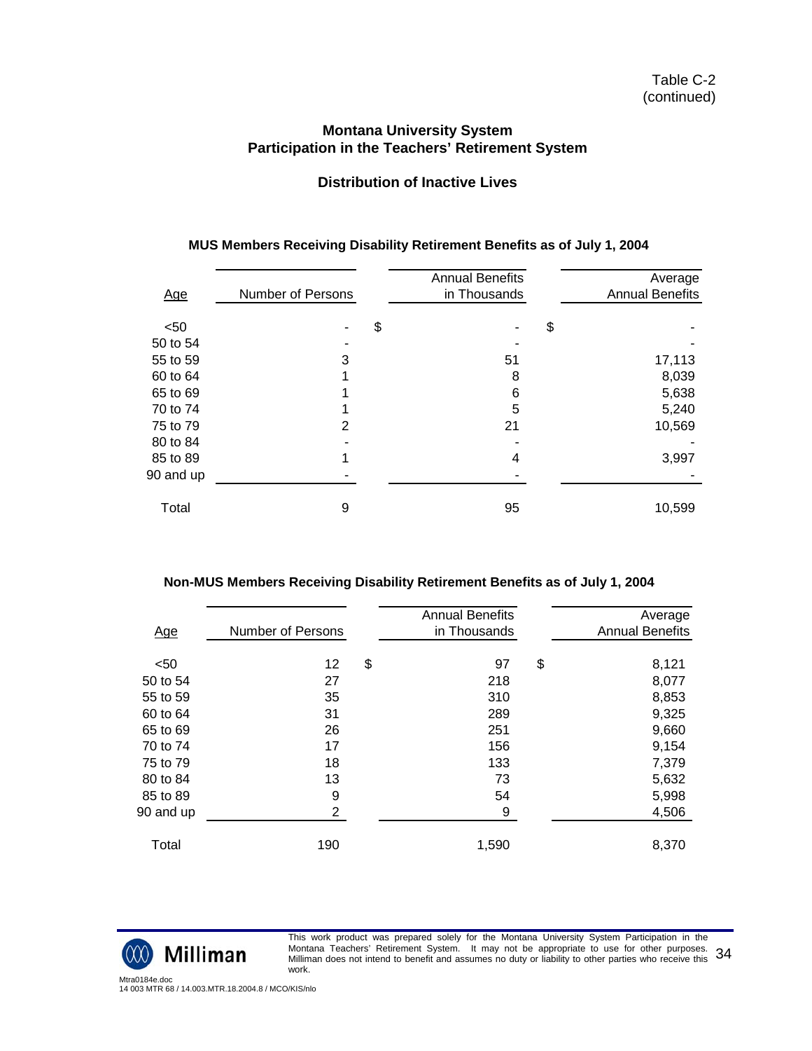Table C-2
(continued)

## Montana University System
## Participation in the Teachers' Retirement System

### Distribution of Inactive Lives

**MUS Members Receiving Disability Retirement Benefits as of July 1, 2004**

| Age | Number of Persons | Annual Benefits in Thousands | Average Annual Benefits |
|---|---|---|---|
| <50 | - | $ - | $ - |
| 50 to 54 | - | - | - |
| 55 to 59 | 3 | 51 | 17,113 |
| 60 to 64 | 1 | 8 | 8,039 |
| 65 to 69 | 1 | 6 | 5,638 |
| 70 to 74 | 1 | 5 | 5,240 |
| 75 to 79 | 2 | 21 | 10,569 |
| 80 to 84 | - | - | - |
| 85 to 89 | 1 | 4 | 3,997 |
| 90 and up | - | - | - |
| Total | 9 | 95 | 10,599 |

**Non-MUS Members Receiving Disability Retirement Benefits as of July 1, 2004**

| Age | Number of Persons | Annual Benefits in Thousands | Average Annual Benefits |
|---|---|---|---|
| <50 | 12 | $ 97 | $ 8,121 |
| 50 to 54 | 27 | 218 | 8,077 |
| 55 to 59 | 35 | 310 | 8,853 |
| 60 to 64 | 31 | 289 | 9,325 |
| 65 to 69 | 26 | 251 | 9,660 |
| 70 to 74 | 17 | 156 | 9,154 |
| 75 to 79 | 18 | 133 | 7,379 |
| 80 to 84 | 13 | 73 | 5,632 |
| 85 to 89 | 9 | 54 | 5,998 |
| 90 and up | 2 | 9 | 4,506 |
| Total | 190 | 1,590 | 8,370 |

This work product was prepared solely for the Montana University System Participation in the Montana Teachers' Retirement System. It may not be appropriate to use for other purposes. Milliman does not intend to benefit and assumes no duty or liability to other parties who receive this work.

Mtra0184e.doc
14 003 MTR 68 / 14.003.MTR.18.2004.8 / MCO/KIS/nlo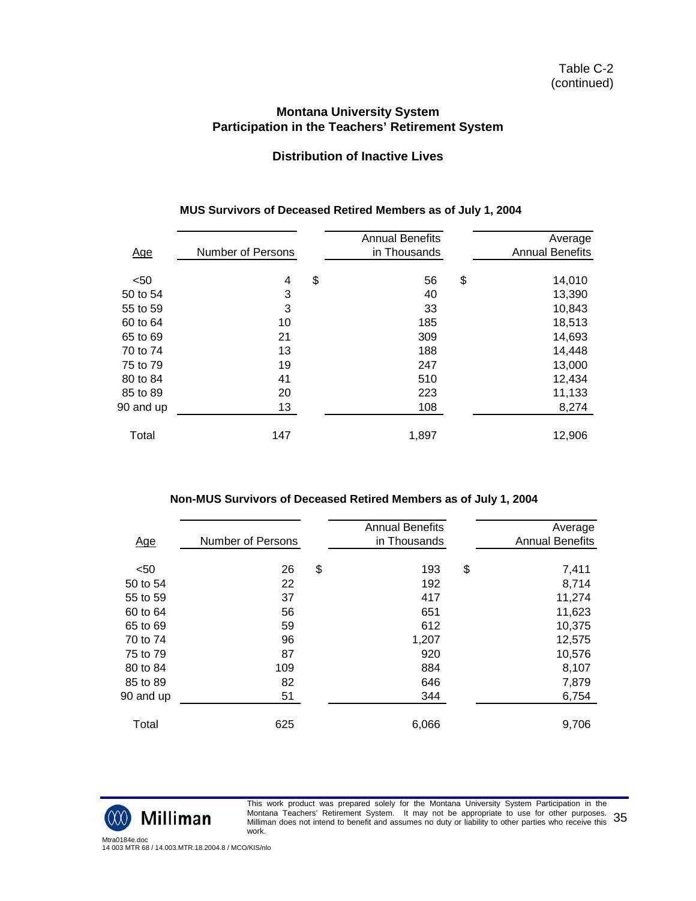Table C-2
(continued)

## Montana University System
## Participation in the Teachers' Retirement System

### Distribution of Inactive Lives

#### MUS Survivors of Deceased Retired Members as of July 1, 2004

| Age | Number of Persons | Annual Benefits in Thousands | Average Annual Benefits |
|---|---|---|---|
| <50 | 4 | $ 56 | $ 14,010 |
| 50 to 54 | 3 | 40 | 13,390 |
| 55 to 59 | 3 | 33 | 10,843 |
| 60 to 64 | 10 | 185 | 18,513 |
| 65 to 69 | 21 | 309 | 14,693 |
| 70 to 74 | 13 | 188 | 14,448 |
| 75 to 79 | 19 | 247 | 13,000 |
| 80 to 84 | 41 | 510 | 12,434 |
| 85 to 89 | 20 | 223 | 11,133 |
| 90 and up | 13 | 108 | 8,274 |
| Total | 147 | 1,897 | 12,906 |

#### Non-MUS Survivors of Deceased Retired Members as of July 1, 2004

| Age | Number of Persons | Annual Benefits in Thousands | Average Annual Benefits |
|---|---|---|---|
| <50 | 26 | $ 193 | $ 7,411 |
| 50 to 54 | 22 | 192 | 8,714 |
| 55 to 59 | 37 | 417 | 11,274 |
| 60 to 64 | 56 | 651 | 11,623 |
| 65 to 69 | 59 | 612 | 10,375 |
| 70 to 74 | 96 | 1,207 | 12,575 |
| 75 to 79 | 87 | 920 | 10,576 |
| 80 to 84 | 109 | 884 | 8,107 |
| 85 to 89 | 82 | 646 | 7,879 |
| 90 and up | 51 | 344 | 6,754 |
| Total | 625 | 6,066 | 9,706 |

This work product was prepared solely for the Montana University System Participation in the Montana Teachers' Retirement System. It may not be appropriate to use for other purposes. Milliman does not intend to benefit and assumes no duty or liability to other parties who receive this work.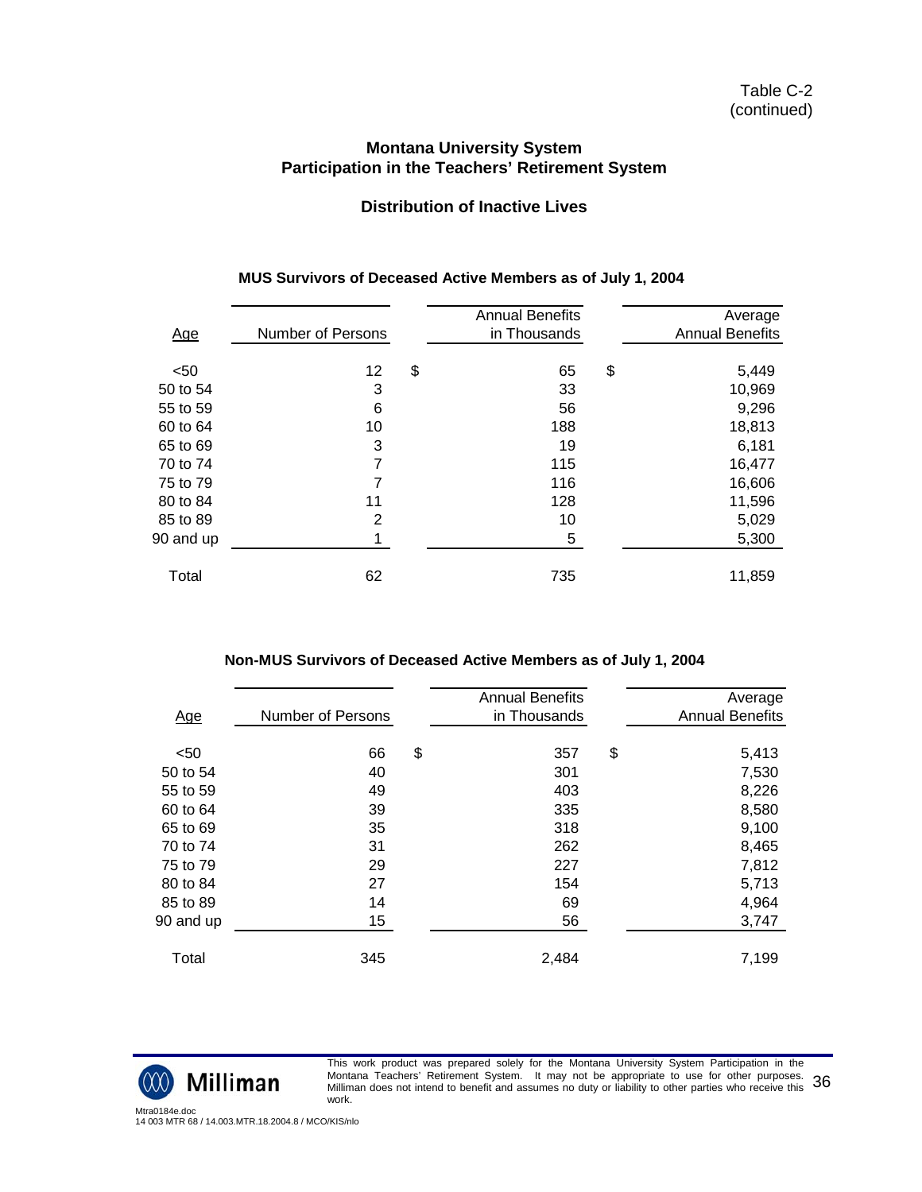Table C-2
(continued)

**Montana University System**
**Participation in the Teachers' Retirement System**

**Distribution of Inactive Lives**

**MUS Survivors of Deceased Active Members as of July 1, 2004**

| Age | Number of Persons | Annual Benefits in Thousands | Average Annual Benefits |
|---|---|---|---|
| <50 | 12 | $ 65 | $ 5,449 |
| 50 to 54 | 3 | 33 | 10,969 |
| 55 to 59 | 6 | 56 | 9,296 |
| 60 to 64 | 10 | 188 | 18,813 |
| 65 to 69 | 3 | 19 | 6,181 |
| 70 to 74 | 7 | 115 | 16,477 |
| 75 to 79 | 7 | 116 | 16,606 |
| 80 to 84 | 11 | 128 | 11,596 |
| 85 to 89 | 2 | 10 | 5,029 |
| 90 and up | 1 | 5 | 5,300 |
| Total | 62 | 735 | 11,859 |

**Non-MUS Survivors of Deceased Active Members as of July 1, 2004**

| Age | Number of Persons | Annual Benefits in Thousands | Average Annual Benefits |
|---|---|---|---|
| <50 | 66 | $ 357 | $ 5,413 |
| 50 to 54 | 40 | 301 | 7,530 |
| 55 to 59 | 49 | 403 | 8,226 |
| 60 to 64 | 39 | 335 | 8,580 |
| 65 to 69 | 35 | 318 | 9,100 |
| 70 to 74 | 31 | 262 | 8,465 |
| 75 to 79 | 29 | 227 | 7,812 |
| 80 to 84 | 27 | 154 | 5,713 |
| 85 to 89 | 14 | 69 | 4,964 |
| 90 and up | 15 | 56 | 3,747 |
| Total | 345 | 2,484 | 7,199 |

This work product was prepared solely for the Montana University System Participation in the Montana Teachers' Retirement System. It may not be appropriate to use for other purposes. Milliman does not intend to benefit and assumes no duty or liability to other parties who receive this work.

Mtra0184e.doc
14 003 MTR 68 / 14.003.MTR.18.2004.8 / MCO/KIS/nlo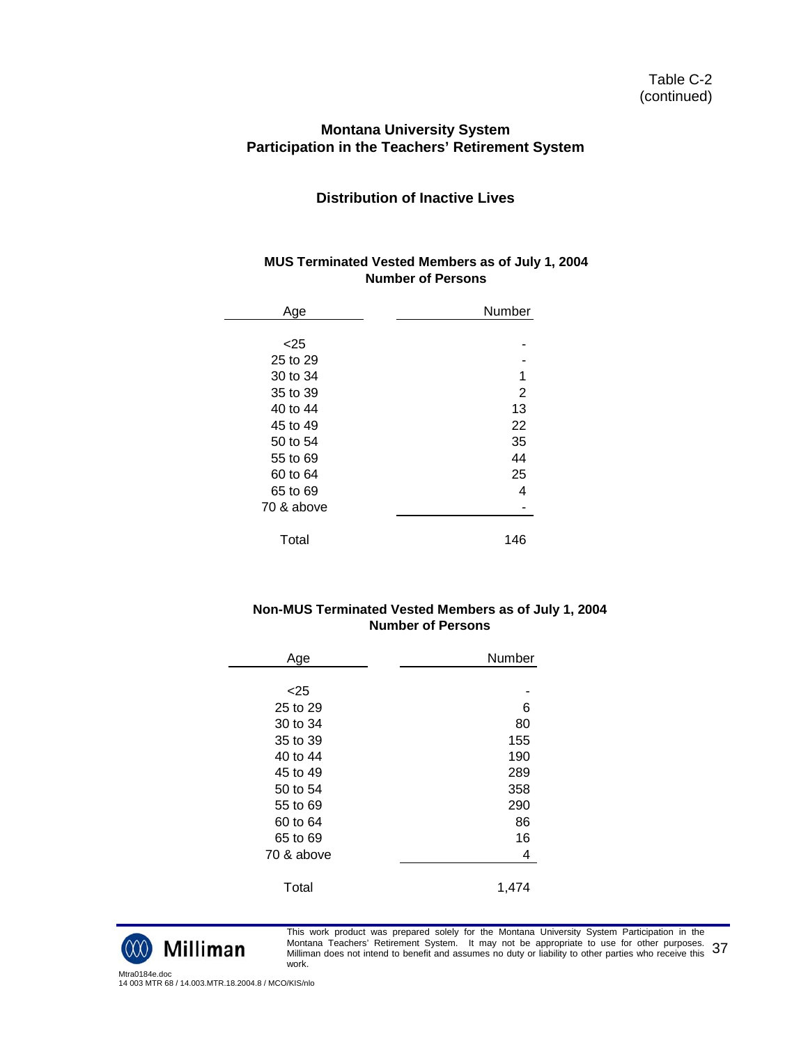Table C-2
(continued)

## Montana University System
## Participation in the Teachers' Retirement System

### Distribution of Inactive Lives

**MUS Terminated Vested Members as of July 1, 2004**
**Number of Persons**

| Age | Number |
|---|---|
| <25 | - |
| 25 to 29 | - |
| 30 to 34 | 1 |
| 35 to 39 | 2 |
| 40 to 44 | 13 |
| 45 to 49 | 22 |
| 50 to 54 | 35 |
| 55 to 69 | 44 |
| 60 to 64 | 25 |
| 65 to 69 | 4 |
| 70 & above | - |
| Total | 146 |

**Non-MUS Terminated Vested Members as of July 1, 2004**
**Number of Persons**

| Age | Number |
|---|---|
| <25 | - |
| 25 to 29 | 6 |
| 30 to 34 | 80 |
| 35 to 39 | 155 |
| 40 to 44 | 190 |
| 45 to 49 | 289 |
| 50 to 54 | 358 |
| 55 to 69 | 290 |
| 60 to 64 | 86 |
| 65 to 69 | 16 |
| 70 & above | 4 |
| Total | 1,474 |

This work product was prepared solely for the Montana University System Participation in the Montana Teachers' Retirement System. It may not be appropriate to use for other purposes. Milliman does not intend to benefit and assumes no duty or liability to other parties who receive this work.

Mtra0184e.doc
14 003 MTR 68 / 14.003.MTR.18.2004.8 / MCO/KIS/nlo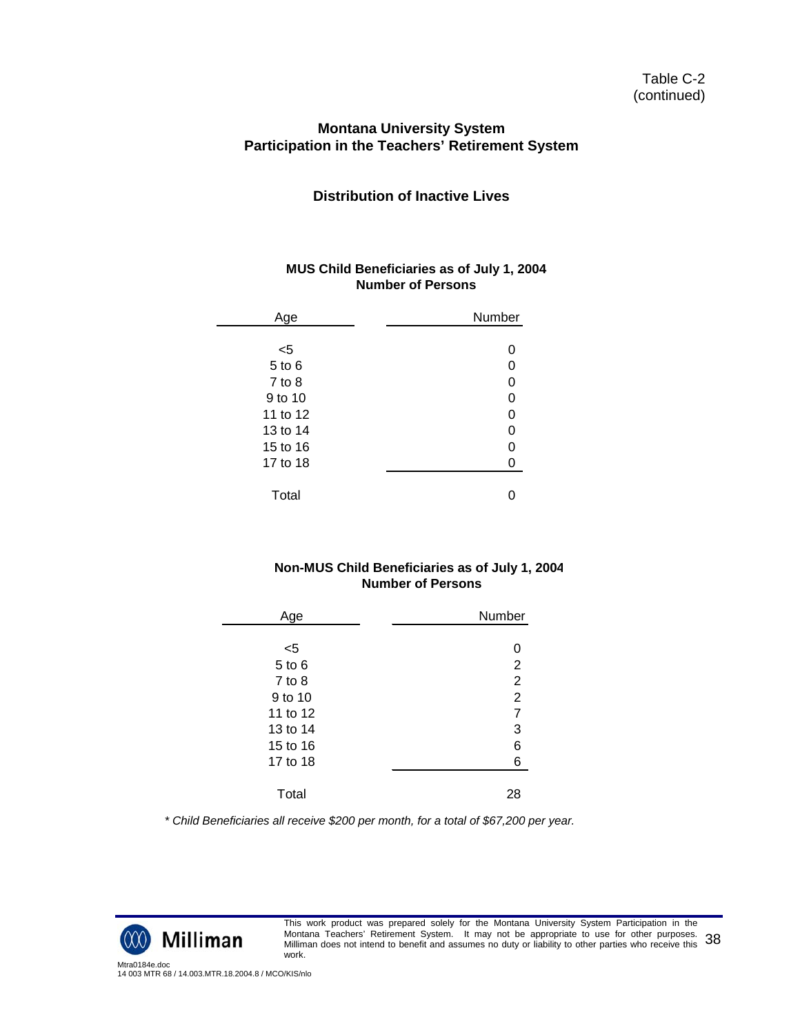Table C-2
(continued)

## Montana University System
## Participation in the Teachers' Retirement System

### Distribution of Inactive Lives

**MUS Child Beneficiaries as of July 1, 2004**
**Number of Persons**

| Age | Number |
|---|---|
| <5 | 0 |
| 5 to 6 | 0 |
| 7 to 8 | 0 |
| 9 to 10 | 0 |
| 11 to 12 | 0 |
| 13 to 14 | 0 |
| 15 to 16 | 0 |
| 17 to 18 | 0 |
| Total | 0 |

**Non-MUS Child Beneficiaries as of July 1, 2004**
**Number of Persons**

| Age | Number |
|---|---|
| <5 | 0 |
| 5 to 6 | 2 |
| 7 to 8 | 2 |
| 9 to 10 | 2 |
| 11 to 12 | 7 |
| 13 to 14 | 3 |
| 15 to 16 | 6 |
| 17 to 18 | 6 |
| Total | 28 |

*\* Child Beneficiaries all receive $200 per month, for a total of $67,200 per year.*

This work product was prepared solely for the Montana University System Participation in the Montana Teachers' Retirement System. It may not be appropriate to use for other purposes. Milliman does not intend to benefit and assumes no duty or liability to other parties who receive this work.

Mtra0184e.doc
14 003 MTR 68 / 14.003.MTR.18.2004.8 / MCO/KIS/nlo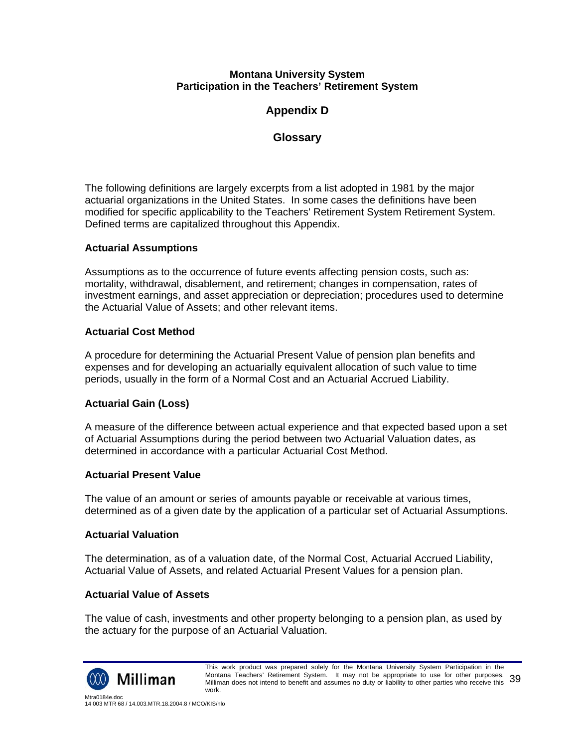**Montana University System**
**Participation in the Teachers' Retirement System**

# Appendix D

## Glossary

The following definitions are largely excerpts from a list adopted in 1981 by the major actuarial organizations in the United States. In some cases the definitions have been modified for specific applicability to the Teachers' Retirement System Retirement System. Defined terms are capitalized throughout this Appendix.

### Actuarial Assumptions

Assumptions as to the occurrence of future events affecting pension costs, such as: mortality, withdrawal, disablement, and retirement; changes in compensation, rates of investment earnings, and asset appreciation or depreciation; procedures used to determine the Actuarial Value of Assets; and other relevant items.

### Actuarial Cost Method

A procedure for determining the Actuarial Present Value of pension plan benefits and expenses and for developing an actuarially equivalent allocation of such value to time periods, usually in the form of a Normal Cost and an Actuarial Accrued Liability.

### Actuarial Gain (Loss)

A measure of the difference between actual experience and that expected based upon a set of Actuarial Assumptions during the period between two Actuarial Valuation dates, as determined in accordance with a particular Actuarial Cost Method.

### Actuarial Present Value

The value of an amount or series of amounts payable or receivable at various times, determined as of a given date by the application of a particular set of Actuarial Assumptions.

### Actuarial Valuation

The determination, as of a valuation date, of the Normal Cost, Actuarial Accrued Liability, Actuarial Value of Assets, and related Actuarial Present Values for a pension plan.

### Actuarial Value of Assets

The value of cash, investments and other property belonging to a pension plan, as used by the actuary for the purpose of an Actuarial Valuation.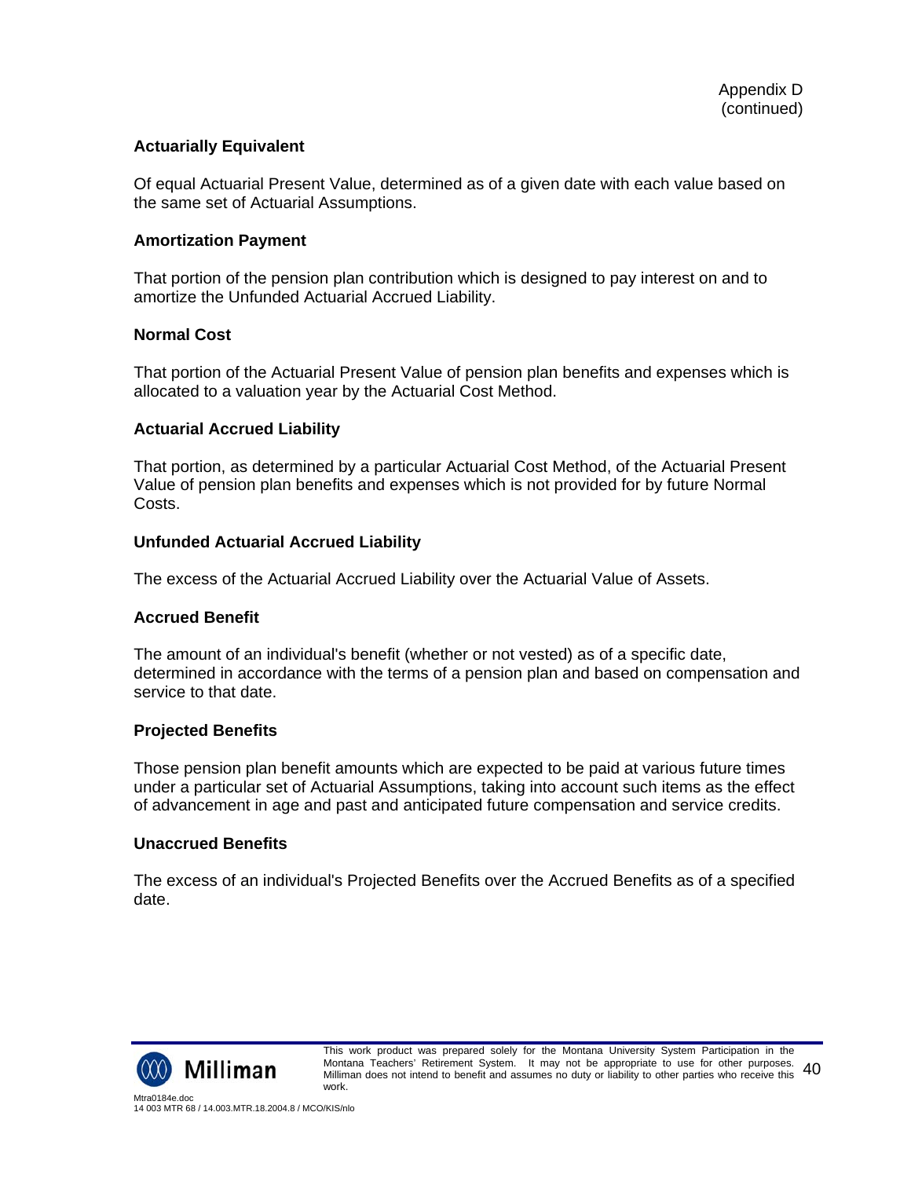Appendix D (continued)

**Actuarially Equivalent**

Of equal Actuarial Present Value, determined as of a given date with each value based on the same set of Actuarial Assumptions.

**Amortization Payment**

That portion of the pension plan contribution which is designed to pay interest on and to amortize the Unfunded Actuarial Accrued Liability.

**Normal Cost**

That portion of the Actuarial Present Value of pension plan benefits and expenses which is allocated to a valuation year by the Actuarial Cost Method.

**Actuarial Accrued Liability**

That portion, as determined by a particular Actuarial Cost Method, of the Actuarial Present Value of pension plan benefits and expenses which is not provided for by future Normal Costs.

**Unfunded Actuarial Accrued Liability**

The excess of the Actuarial Accrued Liability over the Actuarial Value of Assets.

**Accrued Benefit**

The amount of an individual's benefit (whether or not vested) as of a specific date, determined in accordance with the terms of a pension plan and based on compensation and service to that date.

**Projected Benefits**

Those pension plan benefit amounts which are expected to be paid at various future times under a particular set of Actuarial Assumptions, taking into account such items as the effect of advancement in age and past and anticipated future compensation and service credits.

**Unaccrued Benefits**

The excess of an individual's Projected Benefits over the Accrued Benefits as of a specified date.